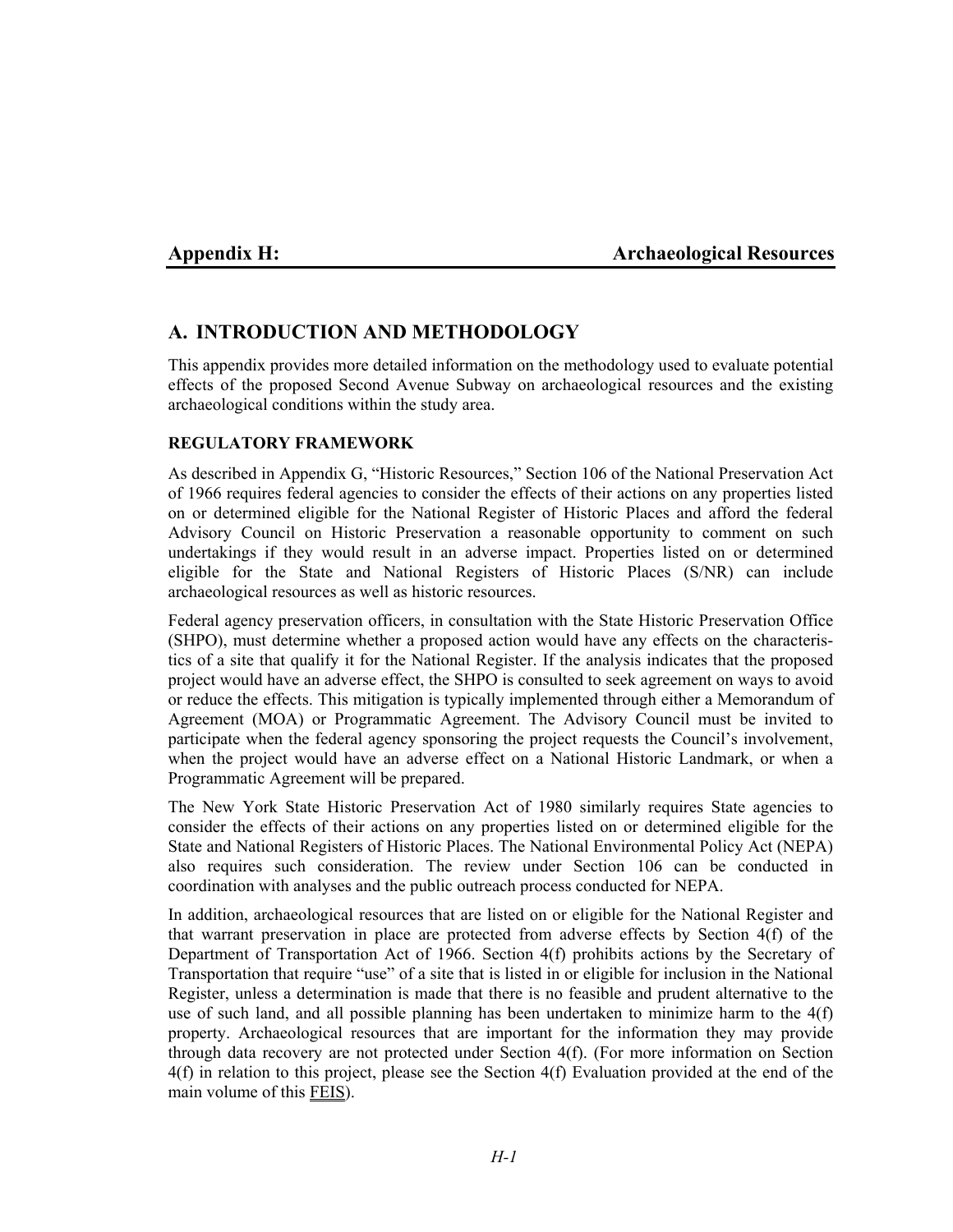# Appendix H: Archaeological Resources

## A. INTRODUCTION AND METHODOLOGY

This appendix provides more detailed information on the methodology used to evaluate potential effects of the proposed Second Avenue Subway on archaeological resources and the existing archaeological conditions within the study area.

### REGULATORY FRAMEWORK

As described in Appendix G, "Historic Resources," Section 106 of the National Preservation Act of 1966 requires federal agencies to consider the effects of their actions on any properties listed on or determined eligible for the National Register of Historic Places and afford the federal Advisory Council on Historic Preservation a reasonable opportunity to comment on such undertakings if they would result in an adverse impact. Properties listed on or determined eligible for the State and National Registers of Historic Places (S/NR) can include archaeological resources as well as historic resources.

Federal agency preservation officers, in consultation with the State Historic Preservation Office (SHPO), must determine whether a proposed action would have any effects on the characteristics of a site that qualify it for the National Register. If the analysis indicates that the proposed project would have an adverse effect, the SHPO is consulted to seek agreement on ways to avoid or reduce the effects. This mitigation is typically implemented through either a Memorandum of Agreement (MOA) or Programmatic Agreement. The Advisory Council must be invited to participate when the federal agency sponsoring the project requests the Council's involvement, when the project would have an adverse effect on a National Historic Landmark, or when a Programmatic Agreement will be prepared.

The New York State Historic Preservation Act of 1980 similarly requires State agencies to consider the effects of their actions on any properties listed on or determined eligible for the State and National Registers of Historic Places. The National Environmental Policy Act (NEPA) also requires such consideration. The review under Section 106 can be conducted in coordination with analyses and the public outreach process conducted for NEPA.

In addition, archaeological resources that are listed on or eligible for the National Register and that warrant preservation in place are protected from adverse effects by Section 4(f) of the Department of Transportation Act of 1966. Section 4(f) prohibits actions by the Secretary of Transportation that require "use" of a site that is listed in or eligible for inclusion in the National Register, unless a determination is made that there is no feasible and prudent alternative to the use of such land, and all possible planning has been undertaken to minimize harm to the 4(f) property. Archaeological resources that are important for the information they may provide through data recovery are not protected under Section 4(f). (For more information on Section 4(f) in relation to this project, please see the Section 4(f) Evaluation provided at the end of the main volume of this FEIS).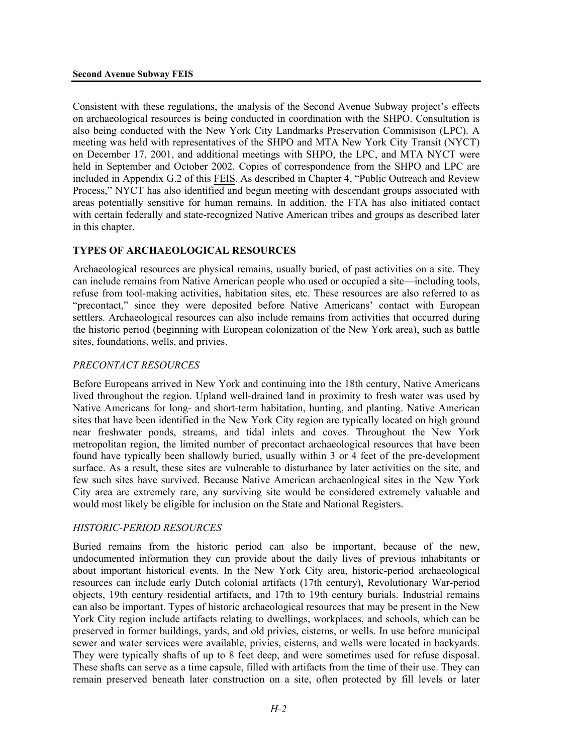Consistent with these regulations, the analysis of the Second Avenue Subway project's effects on archaeological resources is being conducted in coordination with the SHPO. Consultation is also being conducted with the New York City Landmarks Preservation Commisison (LPC). A meeting was held with representatives of the SHPO and MTA New York City Transit (NYCT) on December 17, 2001, and additional meetings with SHPO, the LPC, and MTA NYCT were held in September and October 2002. Copies of correspondence from the SHPO and LPC are included in Appendix G.2 of this FEIS. As described in Chapter 4, "Public Outreach and Review Process," NYCT has also identified and begun meeting with descendant groups associated with areas potentially sensitive for human remains. In addition, the FTA has also initiated contact with certain federally and state-recognized Native American tribes and groups as described later in this chapter.

## TYPES OF ARCHAEOLOGICAL RESOURCES

Archaeological resources are physical remains, usually buried, of past activities on a site. They can include remains from Native American people who used or occupied a site—including tools, refuse from tool-making activities, habitation sites, etc. These resources are also referred to as "precontact," since they were deposited before Native Americans' contact with European settlers. Archaeological resources can also include remains from activities that occurred during the historic period (beginning with European colonization of the New York area), such as battle sites, foundations, wells, and privies.

### *PRECONTACT RESOURCES*

Before Europeans arrived in New York and continuing into the 18th century, Native Americans lived throughout the region. Upland well-drained land in proximity to fresh water was used by Native Americans for long- and short-term habitation, hunting, and planting. Native American sites that have been identified in the New York City region are typically located on high ground near freshwater ponds, streams, and tidal inlets and coves. Throughout the New York metropolitan region, the limited number of precontact archaeological resources that have been found have typically been shallowly buried, usually within 3 or 4 feet of the pre-development surface. As a result, these sites are vulnerable to disturbance by later activities on the site, and few such sites have survived. Because Native American archaeological sites in the New York City area are extremely rare, any surviving site would be considered extremely valuable and would most likely be eligible for inclusion on the State and National Registers.

### *HISTORIC-PERIOD RESOURCES*

Buried remains from the historic period can also be important, because of the new, undocumented information they can provide about the daily lives of previous inhabitants or about important historical events. In the New York City area, historic-period archaeological resources can include early Dutch colonial artifacts (17th century), Revolutionary War-period objects, 19th century residential artifacts, and 17th to 19th century burials. Industrial remains can also be important. Types of historic archaeological resources that may be present in the New York City region include artifacts relating to dwellings, workplaces, and schools, which can be preserved in former buildings, yards, and old privies, cisterns, or wells. In use before municipal sewer and water services were available, privies, cisterns, and wells were located in backyards. They were typically shafts of up to 8 feet deep, and were sometimes used for refuse disposal. These shafts can serve as a time capsule, filled with artifacts from the time of their use. They can remain preserved beneath later construction on a site, often protected by fill levels or later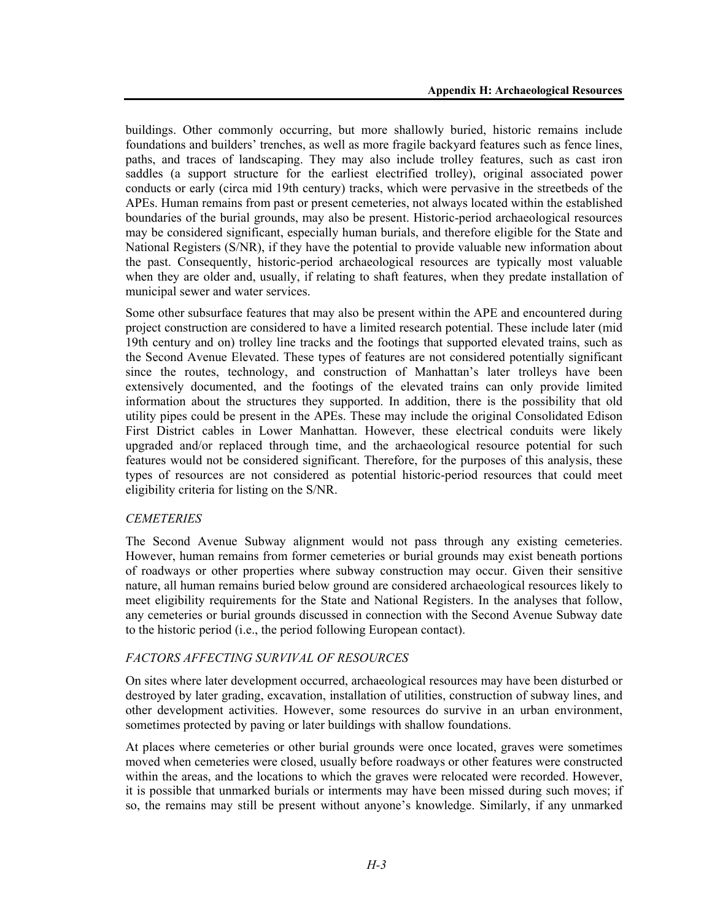buildings. Other commonly occurring, but more shallowly buried, historic remains include foundations and builders' trenches, as well as more fragile backyard features such as fence lines, paths, and traces of landscaping. They may also include trolley features, such as cast iron saddles (a support structure for the earliest electrified trolley), original associated power conducts or early (circa mid 19th century) tracks, which were pervasive in the streetbeds of the APEs. Human remains from past or present cemeteries, not always located within the established boundaries of the burial grounds, may also be present. Historic-period archaeological resources may be considered significant, especially human burials, and therefore eligible for the State and National Registers (S/NR), if they have the potential to provide valuable new information about the past. Consequently, historic-period archaeological resources are typically most valuable when they are older and, usually, if relating to shaft features, when they predate installation of municipal sewer and water services.

Some other subsurface features that may also be present within the APE and encountered during project construction are considered to have a limited research potential. These include later (mid 19th century and on) trolley line tracks and the footings that supported elevated trains, such as the Second Avenue Elevated. These types of features are not considered potentially significant since the routes, technology, and construction of Manhattan's later trolleys have been extensively documented, and the footings of the elevated trains can only provide limited information about the structures they supported. In addition, there is the possibility that old utility pipes could be present in the APEs. These may include the original Consolidated Edison First District cables in Lower Manhattan. However, these electrical conduits were likely upgraded and/or replaced through time, and the archaeological resource potential for such features would not be considered significant. Therefore, for the purposes of this analysis, these types of resources are not considered as potential historic-period resources that could meet eligibility criteria for listing on the S/NR.

### *CEMETERIES*

The Second Avenue Subway alignment would not pass through any existing cemeteries. However, human remains from former cemeteries or burial grounds may exist beneath portions of roadways or other properties where subway construction may occur. Given their sensitive nature, all human remains buried below ground are considered archaeological resources likely to meet eligibility requirements for the State and National Registers. In the analyses that follow, any cemeteries or burial grounds discussed in connection with the Second Avenue Subway date to the historic period (i.e., the period following European contact).

### *FACTORS AFFECTING SURVIVAL OF RESOURCES*

On sites where later development occurred, archaeological resources may have been disturbed or destroyed by later grading, excavation, installation of utilities, construction of subway lines, and other development activities. However, some resources do survive in an urban environment, sometimes protected by paving or later buildings with shallow foundations.

At places where cemeteries or other burial grounds were once located, graves were sometimes moved when cemeteries were closed, usually before roadways or other features were constructed within the areas, and the locations to which the graves were relocated were recorded. However, it is possible that unmarked burials or interments may have been missed during such moves; if so, the remains may still be present without anyone's knowledge. Similarly, if any unmarked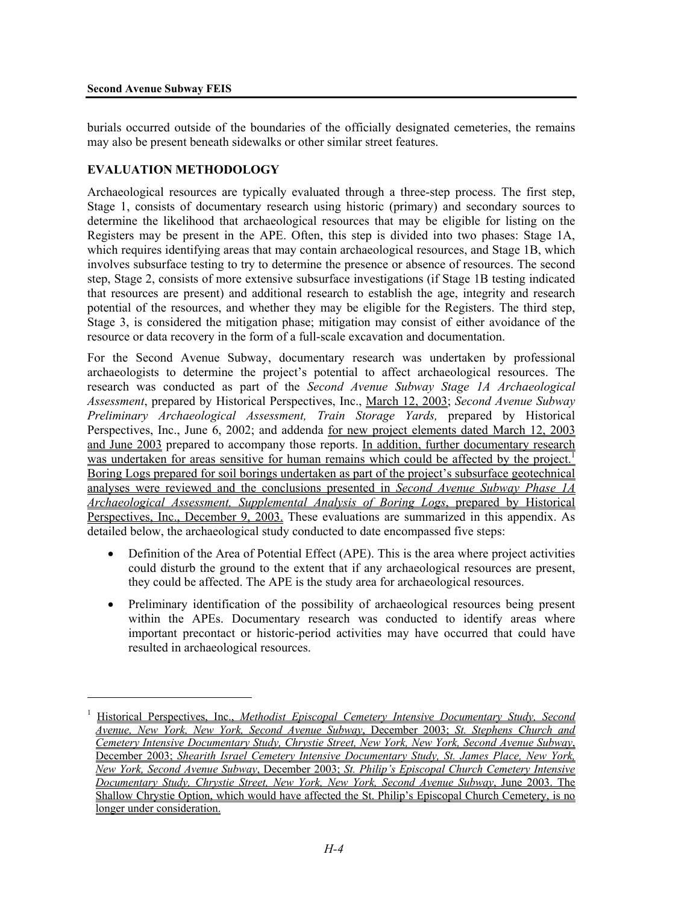burials occurred outside of the boundaries of the officially designated cemeteries, the remains may also be present beneath sidewalks or other similar street features.

## EVALUATION METHODOLOGY

Archaeological resources are typically evaluated through a three-step process. The first step, Stage 1, consists of documentary research using historic (primary) and secondary sources to determine the likelihood that archaeological resources that may be eligible for listing on the Registers may be present in the APE. Often, this step is divided into two phases: Stage 1A, which requires identifying areas that may contain archaeological resources, and Stage 1B, which involves subsurface testing to try to determine the presence or absence of resources. The second step, Stage 2, consists of more extensive subsurface investigations (if Stage 1B testing indicated that resources are present) and additional research to establish the age, integrity and research potential of the resources, and whether they may be eligible for the Registers. The third step, Stage 3, is considered the mitigation phase; mitigation may consist of either avoidance of the resource or data recovery in the form of a full-scale excavation and documentation.

For the Second Avenue Subway, documentary research was undertaken by professional archaeologists to determine the project's potential to affect archaeological resources. The research was conducted as part of the *Second Avenue Subway Stage 1A Archaeological Assessment*, prepared by Historical Perspectives, Inc., March 12, 2003; *Second Avenue Subway Preliminary Archaeological Assessment, Train Storage Yards,* prepared by Historical Perspectives, Inc., June 6, 2002; and addenda for new project elements dated March 12, 2003 and June 2003 prepared to accompany those reports. In addition, further documentary research was undertaken for areas sensitive for human remains which could be affected by the project.[1] Boring Logs prepared for soil borings undertaken as part of the project's subsurface geotechnical analyses were reviewed and the conclusions presented in *Second Avenue Subway Phase 1A Archaeological Assessment, Supplemental Analysis of Boring Logs*, prepared by Historical Perspectives, Inc., December 9, 2003. These evaluations are summarized in this appendix. As detailed below, the archaeological study conducted to date encompassed five steps:

- Definition of the Area of Potential Effect (APE). This is the area where project activities could disturb the ground to the extent that if any archaeological resources are present, they could be affected. The APE is the study area for archaeological resources.
- Preliminary identification of the possibility of archaeological resources being present within the APEs. Documentary research was conducted to identify areas where important precontact or historic-period activities may have occurred that could have resulted in archaeological resources.

---

[1] Historical Perspectives, Inc., *Methodist Episcopal Cemetery Intensive Documentary Study, Second Avenue, New York, New York, Second Avenue Subway*, December 2003; *St. Stephens Church and Cemetery Intensive Documentary Study, Chrystie Street, New York, New York, Second Avenue Subway*, December 2003; *Shearith Israel Cemetery Intensive Documentary Study, St. James Place, New York, New York, Second Avenue Subway*, December 2003; *St. Philip's Episcopal Church Cemetery Intensive Documentary Study, Chrystie Street, New York, New York, Second Avenue Subway*, June 2003. The Shallow Chrystie Option, which would have affected the St. Philip's Episcopal Church Cemetery, is no longer under consideration.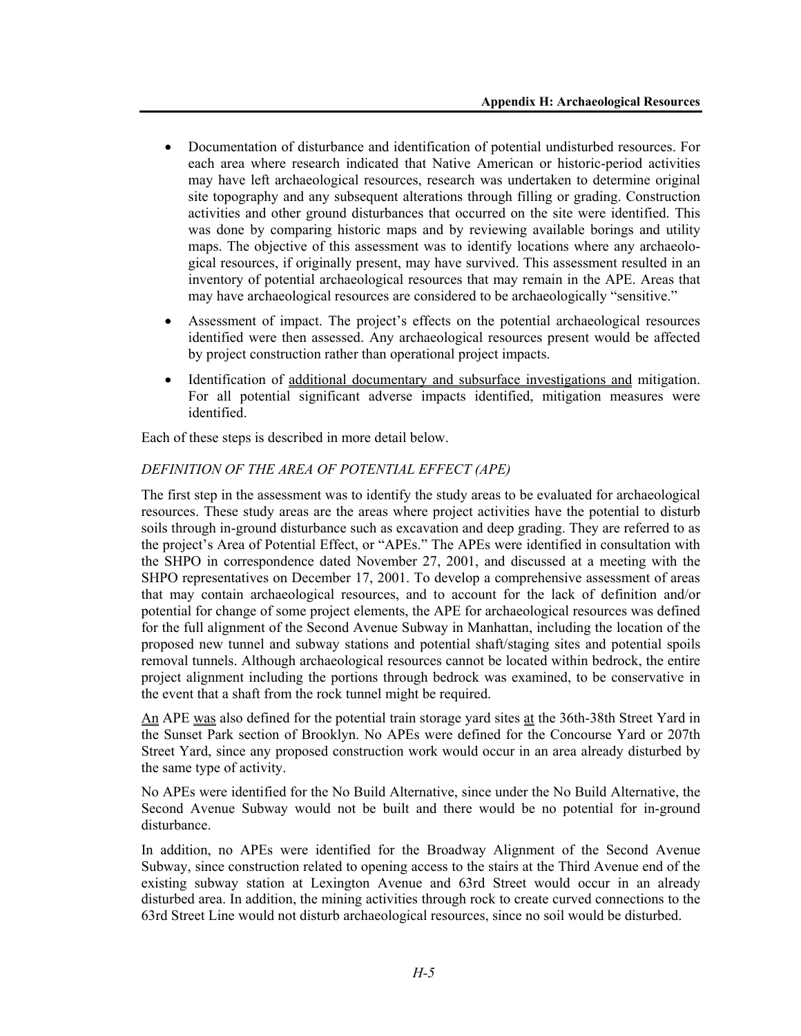- Documentation of disturbance and identification of potential undisturbed resources. For each area where research indicated that Native American or historic-period activities may have left archaeological resources, research was undertaken to determine original site topography and any subsequent alterations through filling or grading. Construction activities and other ground disturbances that occurred on the site were identified. This was done by comparing historic maps and by reviewing available borings and utility maps. The objective of this assessment was to identify locations where any archaeological resources, if originally present, may have survived. This assessment resulted in an inventory of potential archaeological resources that may remain in the APE. Areas that may have archaeological resources are considered to be archaeologically "sensitive."
- Assessment of impact. The project's effects on the potential archaeological resources identified were then assessed. Any archaeological resources present would be affected by project construction rather than operational project impacts.
- Identification of <u>additional documentary and subsurface investigations and</u> mitigation. For all potential significant adverse impacts identified, mitigation measures were identified.

Each of these steps is described in more detail below.

*DEFINITION OF THE AREA OF POTENTIAL EFFECT (APE)*

The first step in the assessment was to identify the study areas to be evaluated for archaeological resources. These study areas are the areas where project activities have the potential to disturb soils through in-ground disturbance such as excavation and deep grading. They are referred to as the project's Area of Potential Effect, or "APEs." The APEs were identified in consultation with the SHPO in correspondence dated November 27, 2001, and discussed at a meeting with the SHPO representatives on December 17, 2001. To develop a comprehensive assessment of areas that may contain archaeological resources, and to account for the lack of definition and/or potential for change of some project elements, the APE for archaeological resources was defined for the full alignment of the Second Avenue Subway in Manhattan, including the location of the proposed new tunnel and subway stations and potential shaft/staging sites and potential spoils removal tunnels. Although archaeological resources cannot be located within bedrock, the entire project alignment including the portions through bedrock was examined, to be conservative in the event that a shaft from the rock tunnel might be required.

<u>An</u> APE <u>was</u> also defined for the potential train storage yard sites <u>at</u> the 36th-38th Street Yard in the Sunset Park section of Brooklyn. No APEs were defined for the Concourse Yard or 207th Street Yard, since any proposed construction work would occur in an area already disturbed by the same type of activity.

No APEs were identified for the No Build Alternative, since under the No Build Alternative, the Second Avenue Subway would not be built and there would be no potential for in-ground disturbance.

In addition, no APEs were identified for the Broadway Alignment of the Second Avenue Subway, since construction related to opening access to the stairs at the Third Avenue end of the existing subway station at Lexington Avenue and 63rd Street would occur in an already disturbed area. In addition, the mining activities through rock to create curved connections to the 63rd Street Line would not disturb archaeological resources, since no soil would be disturbed.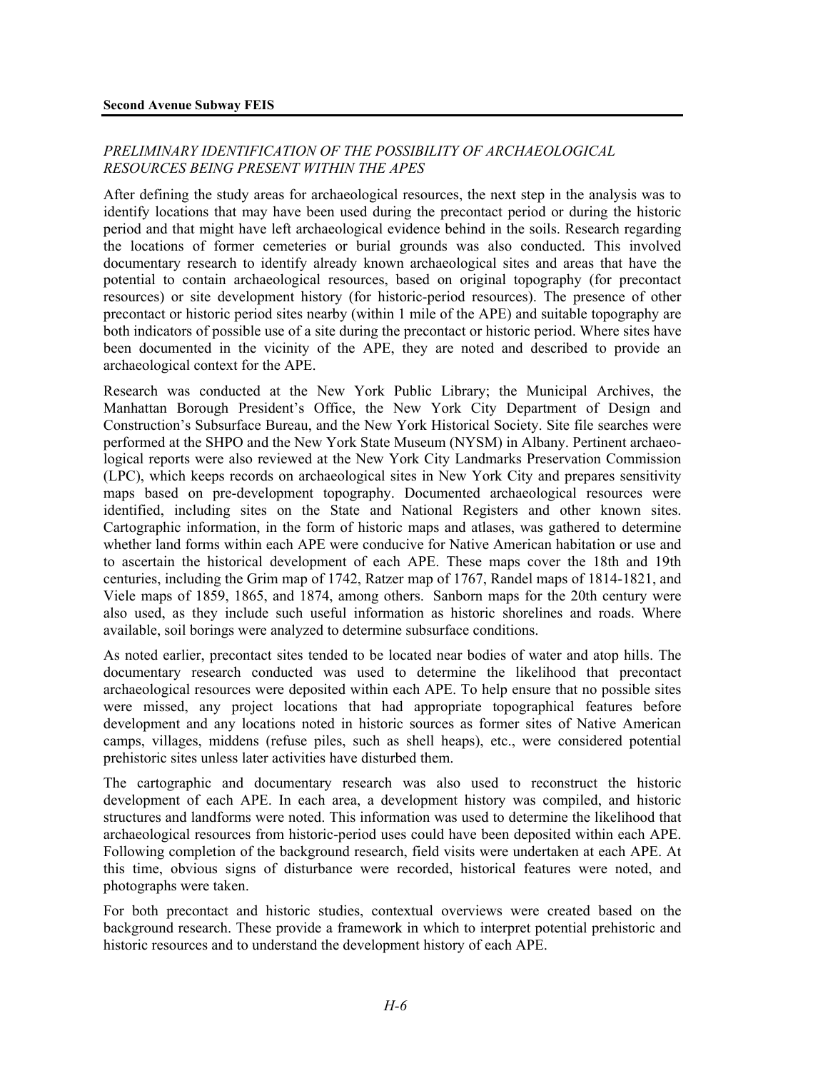### *PRELIMINARY IDENTIFICATION OF THE POSSIBILITY OF ARCHAEOLOGICAL RESOURCES BEING PRESENT WITHIN THE APES*

After defining the study areas for archaeological resources, the next step in the analysis was to identify locations that may have been used during the precontact period or during the historic period and that might have left archaeological evidence behind in the soils. Research regarding the locations of former cemeteries or burial grounds was also conducted. This involved documentary research to identify already known archaeological sites and areas that have the potential to contain archaeological resources, based on original topography (for precontact resources) or site development history (for historic-period resources). The presence of other precontact or historic period sites nearby (within 1 mile of the APE) and suitable topography are both indicators of possible use of a site during the precontact or historic period. Where sites have been documented in the vicinity of the APE, they are noted and described to provide an archaeological context for the APE.

Research was conducted at the New York Public Library; the Municipal Archives, the Manhattan Borough President's Office, the New York City Department of Design and Construction's Subsurface Bureau, and the New York Historical Society. Site file searches were performed at the SHPO and the New York State Museum (NYSM) in Albany. Pertinent archaeological reports were also reviewed at the New York City Landmarks Preservation Commission (LPC), which keeps records on archaeological sites in New York City and prepares sensitivity maps based on pre-development topography. Documented archaeological resources were identified, including sites on the State and National Registers and other known sites. Cartographic information, in the form of historic maps and atlases, was gathered to determine whether land forms within each APE were conducive for Native American habitation or use and to ascertain the historical development of each APE. These maps cover the 18th and 19th centuries, including the Grim map of 1742, Ratzer map of 1767, Randel maps of 1814-1821, and Viele maps of 1859, 1865, and 1874, among others. Sanborn maps for the 20th century were also used, as they include such useful information as historic shorelines and roads. Where available, soil borings were analyzed to determine subsurface conditions.

As noted earlier, precontact sites tended to be located near bodies of water and atop hills. The documentary research conducted was used to determine the likelihood that precontact archaeological resources were deposited within each APE. To help ensure that no possible sites were missed, any project locations that had appropriate topographical features before development and any locations noted in historic sources as former sites of Native American camps, villages, middens (refuse piles, such as shell heaps), etc., were considered potential prehistoric sites unless later activities have disturbed them.

The cartographic and documentary research was also used to reconstruct the historic development of each APE. In each area, a development history was compiled, and historic structures and landforms were noted. This information was used to determine the likelihood that archaeological resources from historic-period uses could have been deposited within each APE. Following completion of the background research, field visits were undertaken at each APE. At this time, obvious signs of disturbance were recorded, historical features were noted, and photographs were taken.

For both precontact and historic studies, contextual overviews were created based on the background research. These provide a framework in which to interpret potential prehistoric and historic resources and to understand the development history of each APE.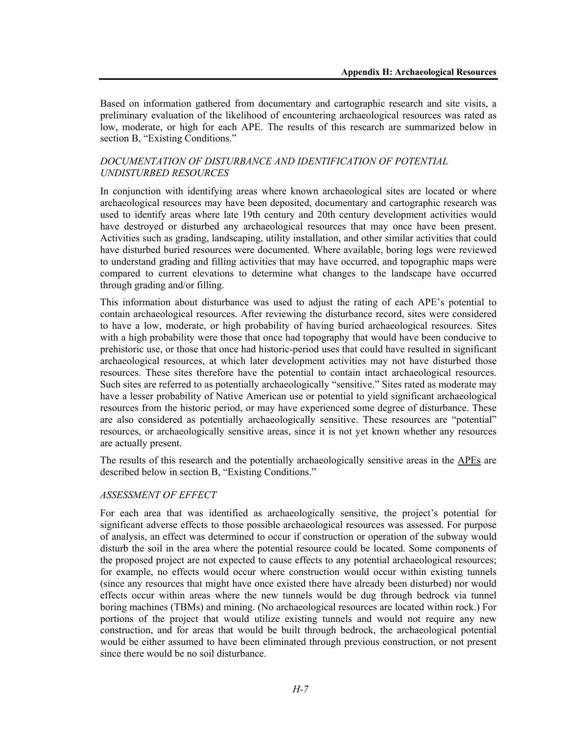Based on information gathered from documentary and cartographic research and site visits, a preliminary evaluation of the likelihood of encountering archaeological resources was rated as low, moderate, or high for each APE. The results of this research are summarized below in section B, "Existing Conditions."

### *DOCUMENTATION OF DISTURBANCE AND IDENTIFICATION OF POTENTIAL UNDISTURBED RESOURCES*

In conjunction with identifying areas where known archaeological sites are located or where archaeological resources may have been deposited, documentary and cartographic research was used to identify areas where late 19th century and 20th century development activities would have destroyed or disturbed any archaeological resources that may once have been present. Activities such as grading, landscaping, utility installation, and other similar activities that could have disturbed buried resources were documented. Where available, boring logs were reviewed to understand grading and filling activities that may have occurred, and topographic maps were compared to current elevations to determine what changes to the landscape have occurred through grading and/or filling.

This information about disturbance was used to adjust the rating of each APE's potential to contain archaeological resources. After reviewing the disturbance record, sites were considered to have a low, moderate, or high probability of having buried archaeological resources. Sites with a high probability were those that once had topography that would have been conducive to prehistoric use, or those that once had historic-period uses that could have resulted in significant archaeological resources, at which later development activities may not have disturbed those resources. These sites therefore have the potential to contain intact archaeological resources. Such sites are referred to as potentially archaeologically "sensitive." Sites rated as moderate may have a lesser probability of Native American use or potential to yield significant archaeological resources from the historic period, or may have experienced some degree of disturbance. These are also considered as potentially archaeologically sensitive. These resources are "potential" resources, or archaeologically sensitive areas, since it is not yet known whether any resources are actually present.

The results of this research and the potentially archaeologically sensitive areas in the APEs are described below in section B, "Existing Conditions."

### *ASSESSMENT OF EFFECT*

For each area that was identified as archaeologically sensitive, the project's potential for significant adverse effects to those possible archaeological resources was assessed. For purpose of analysis, an effect was determined to occur if construction or operation of the subway would disturb the soil in the area where the potential resource could be located. Some components of the proposed project are not expected to cause effects to any potential archaeological resources; for example, no effects would occur where construction would occur within existing tunnels (since any resources that might have once existed there have already been disturbed) nor would effects occur within areas where the new tunnels would be dug through bedrock via tunnel boring machines (TBMs) and mining. (No archaeological resources are located within rock.) For portions of the project that would utilize existing tunnels and would not require any new construction, and for areas that would be built through bedrock, the archaeological potential would be either assumed to have been eliminated through previous construction, or not present since there would be no soil disturbance.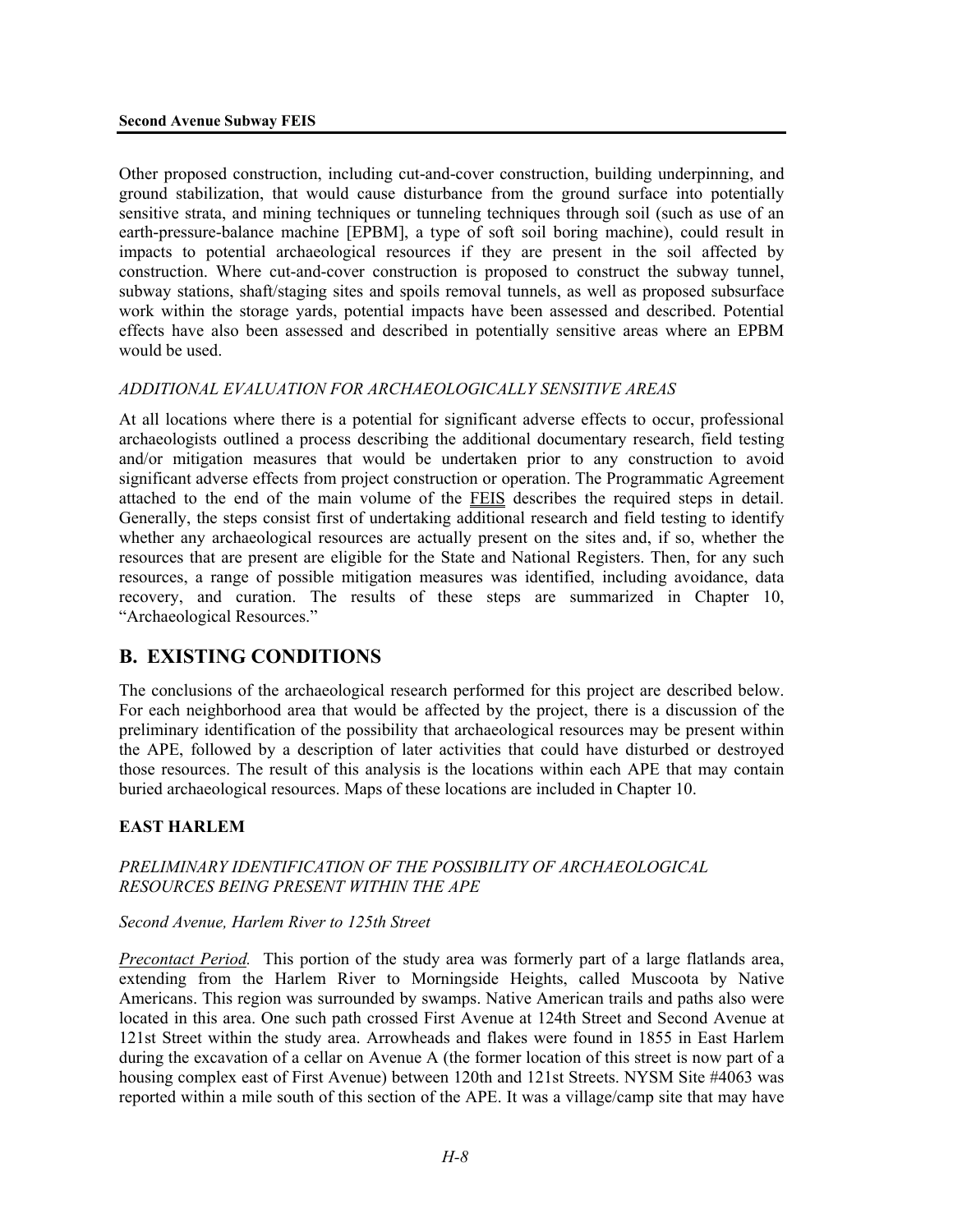Other proposed construction, including cut-and-cover construction, building underpinning, and ground stabilization, that would cause disturbance from the ground surface into potentially sensitive strata, and mining techniques or tunneling techniques through soil (such as use of an earth-pressure-balance machine [EPBM], a type of soft soil boring machine), could result in impacts to potential archaeological resources if they are present in the soil affected by construction. Where cut-and-cover construction is proposed to construct the subway tunnel, subway stations, shaft/staging sites and spoils removal tunnels, as well as proposed subsurface work within the storage yards, potential impacts have been assessed and described. Potential effects have also been assessed and described in potentially sensitive areas where an EPBM would be used.

*ADDITIONAL EVALUATION FOR ARCHAEOLOGICALLY SENSITIVE AREAS*

At all locations where there is a potential for significant adverse effects to occur, professional archaeologists outlined a process describing the additional documentary research, field testing and/or mitigation measures that would be undertaken prior to any construction to avoid significant adverse effects from project construction or operation. The Programmatic Agreement attached to the end of the main volume of the FEIS describes the required steps in detail. Generally, the steps consist first of undertaking additional research and field testing to identify whether any archaeological resources are actually present on the sites and, if so, whether the resources that are present are eligible for the State and National Registers. Then, for any such resources, a range of possible mitigation measures was identified, including avoidance, data recovery, and curation. The results of these steps are summarized in Chapter 10, "Archaeological Resources."

## B. EXISTING CONDITIONS

The conclusions of the archaeological research performed for this project are described below. For each neighborhood area that would be affected by the project, there is a discussion of the preliminary identification of the possibility that archaeological resources may be present within the APE, followed by a description of later activities that could have disturbed or destroyed those resources. The result of this analysis is the locations within each APE that may contain buried archaeological resources. Maps of these locations are included in Chapter 10.

### EAST HARLEM

*PRELIMINARY IDENTIFICATION OF THE POSSIBILITY OF ARCHAEOLOGICAL RESOURCES BEING PRESENT WITHIN THE APE*

*Second Avenue, Harlem River to 125th Street*

*Precontact Period.* This portion of the study area was formerly part of a large flatlands area, extending from the Harlem River to Morningside Heights, called Muscoota by Native Americans. This region was surrounded by swamps. Native American trails and paths also were located in this area. One such path crossed First Avenue at 124th Street and Second Avenue at 121st Street within the study area. Arrowheads and flakes were found in 1855 in East Harlem during the excavation of a cellar on Avenue A (the former location of this street is now part of a housing complex east of First Avenue) between 120th and 121st Streets. NYSM Site #4063 was reported within a mile south of this section of the APE. It was a village/camp site that may have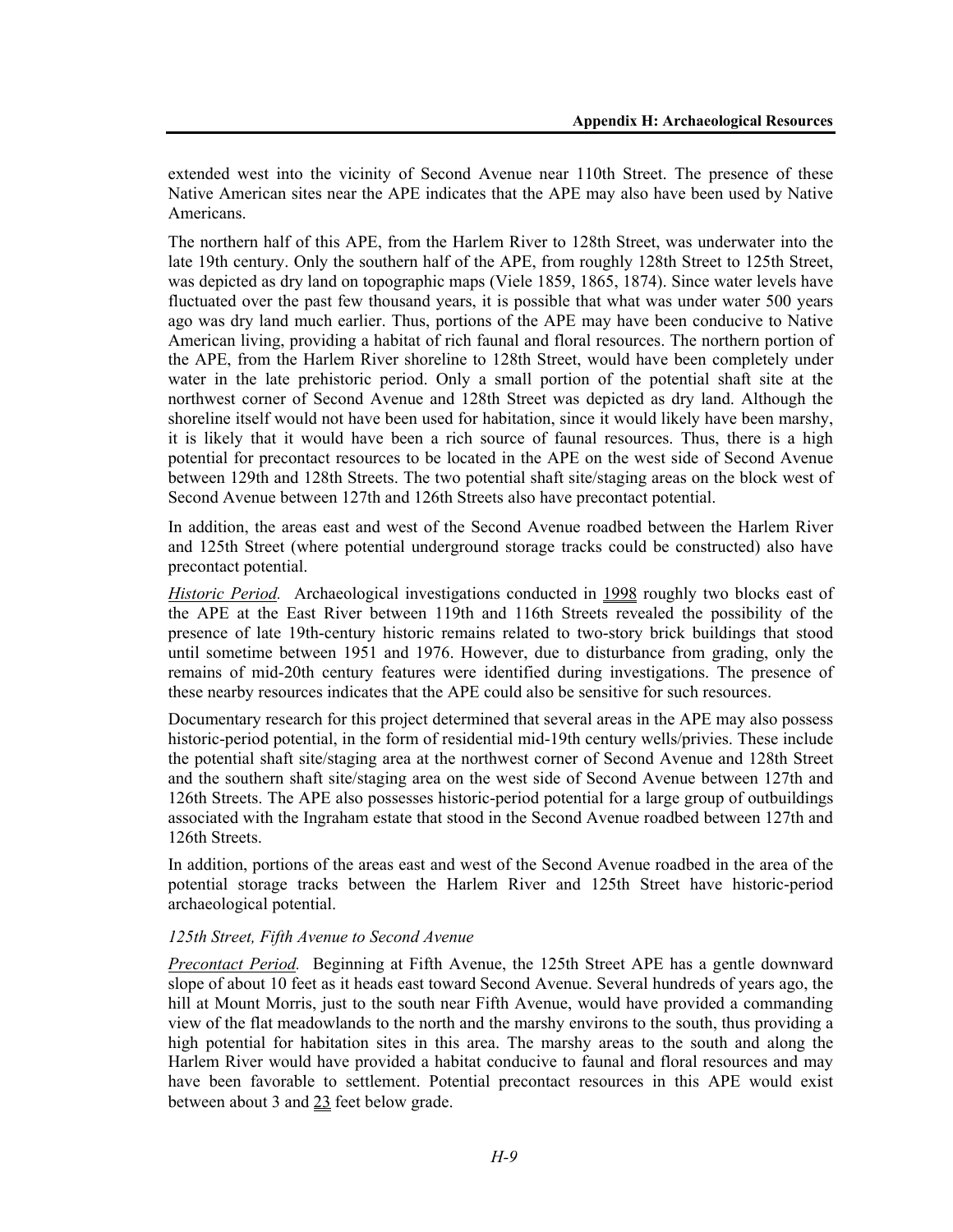extended west into the vicinity of Second Avenue near 110th Street. The presence of these Native American sites near the APE indicates that the APE may also have been used by Native Americans.

The northern half of this APE, from the Harlem River to 128th Street, was underwater into the late 19th century. Only the southern half of the APE, from roughly 128th Street to 125th Street, was depicted as dry land on topographic maps (Viele 1859, 1865, 1874). Since water levels have fluctuated over the past few thousand years, it is possible that what was under water 500 years ago was dry land much earlier. Thus, portions of the APE may have been conducive to Native American living, providing a habitat of rich faunal and floral resources. The northern portion of the APE, from the Harlem River shoreline to 128th Street, would have been completely under water in the late prehistoric period. Only a small portion of the potential shaft site at the northwest corner of Second Avenue and 128th Street was depicted as dry land. Although the shoreline itself would not have been used for habitation, since it would likely have been marshy, it is likely that it would have been a rich source of faunal resources. Thus, there is a high potential for precontact resources to be located in the APE on the west side of Second Avenue between 129th and 128th Streets. The two potential shaft site/staging areas on the block west of Second Avenue between 127th and 126th Streets also have precontact potential.

In addition, the areas east and west of the Second Avenue roadbed between the Harlem River and 125th Street (where potential underground storage tracks could be constructed) also have precontact potential.

*Historic Period.* Archaeological investigations conducted in 1998 roughly two blocks east of the APE at the East River between 119th and 116th Streets revealed the possibility of the presence of late 19th-century historic remains related to two-story brick buildings that stood until sometime between 1951 and 1976. However, due to disturbance from grading, only the remains of mid-20th century features were identified during investigations. The presence of these nearby resources indicates that the APE could also be sensitive for such resources.

Documentary research for this project determined that several areas in the APE may also possess historic-period potential, in the form of residential mid-19th century wells/privies. These include the potential shaft site/staging area at the northwest corner of Second Avenue and 128th Street and the southern shaft site/staging area on the west side of Second Avenue between 127th and 126th Streets. The APE also possesses historic-period potential for a large group of outbuildings associated with the Ingraham estate that stood in the Second Avenue roadbed between 127th and 126th Streets.

In addition, portions of the areas east and west of the Second Avenue roadbed in the area of the potential storage tracks between the Harlem River and 125th Street have historic-period archaeological potential.

*125th Street, Fifth Avenue to Second Avenue*

*Precontact Period.* Beginning at Fifth Avenue, the 125th Street APE has a gentle downward slope of about 10 feet as it heads east toward Second Avenue. Several hundreds of years ago, the hill at Mount Morris, just to the south near Fifth Avenue, would have provided a commanding view of the flat meadowlands to the north and the marshy environs to the south, thus providing a high potential for habitation sites in this area. The marshy areas to the south and along the Harlem River would have provided a habitat conducive to faunal and floral resources and may have been favorable to settlement. Potential precontact resources in this APE would exist between about 3 and 23 feet below grade.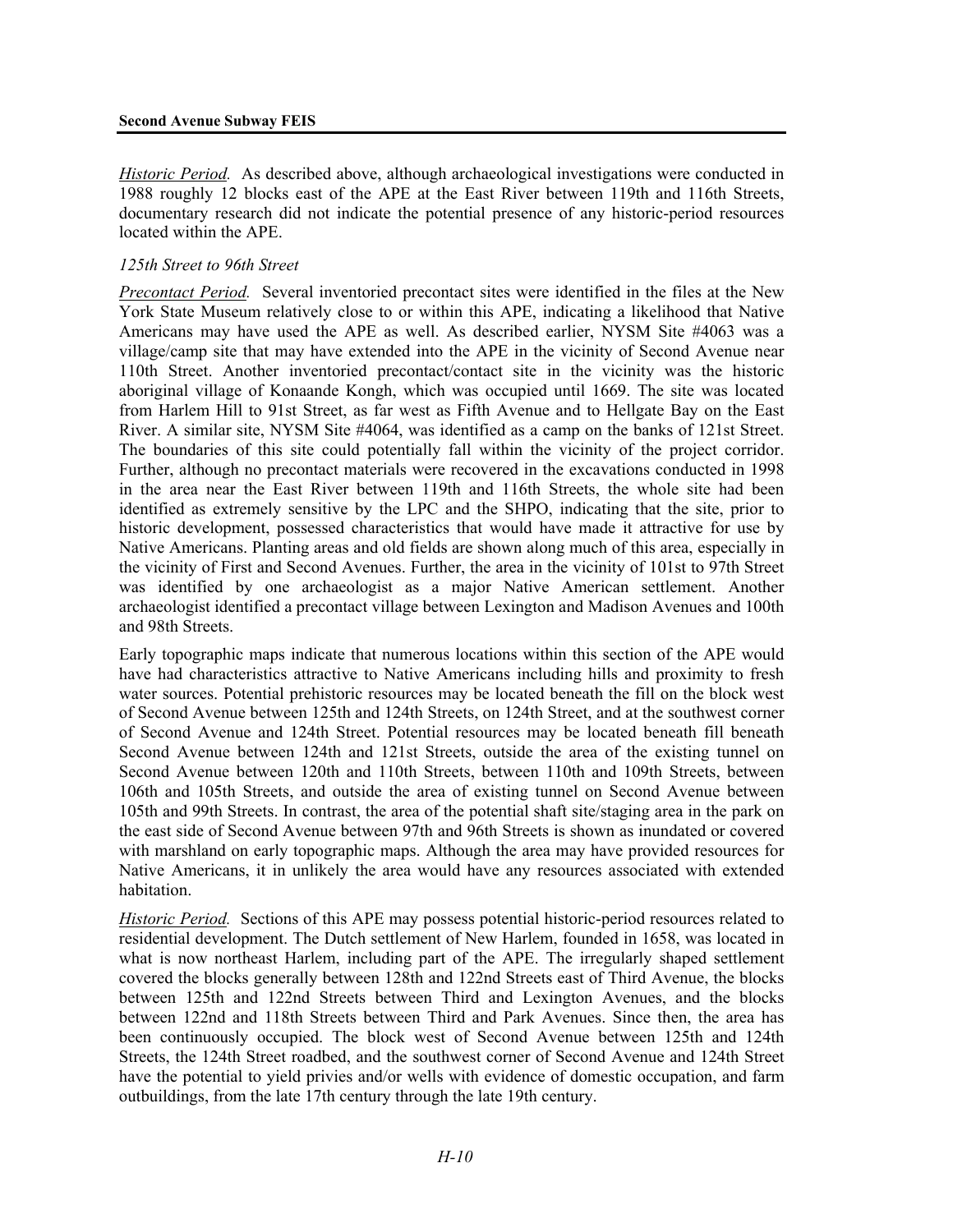*Historic Period.* As described above, although archaeological investigations were conducted in 1988 roughly 12 blocks east of the APE at the East River between 119th and 116th Streets, documentary research did not indicate the potential presence of any historic-period resources located within the APE.

*125th Street to 96th Street*

*Precontact Period.* Several inventoried precontact sites were identified in the files at the New York State Museum relatively close to or within this APE, indicating a likelihood that Native Americans may have used the APE as well. As described earlier, NYSM Site #4063 was a village/camp site that may have extended into the APE in the vicinity of Second Avenue near 110th Street. Another inventoried precontact/contact site in the vicinity was the historic aboriginal village of Konaande Kongh, which was occupied until 1669. The site was located from Harlem Hill to 91st Street, as far west as Fifth Avenue and to Hellgate Bay on the East River. A similar site, NYSM Site #4064, was identified as a camp on the banks of 121st Street. The boundaries of this site could potentially fall within the vicinity of the project corridor. Further, although no precontact materials were recovered in the excavations conducted in 1998 in the area near the East River between 119th and 116th Streets, the whole site had been identified as extremely sensitive by the LPC and the SHPO, indicating that the site, prior to historic development, possessed characteristics that would have made it attractive for use by Native Americans. Planting areas and old fields are shown along much of this area, especially in the vicinity of First and Second Avenues. Further, the area in the vicinity of 101st to 97th Street was identified by one archaeologist as a major Native American settlement. Another archaeologist identified a precontact village between Lexington and Madison Avenues and 100th and 98th Streets.

Early topographic maps indicate that numerous locations within this section of the APE would have had characteristics attractive to Native Americans including hills and proximity to fresh water sources. Potential prehistoric resources may be located beneath the fill on the block west of Second Avenue between 125th and 124th Streets, on 124th Street, and at the southwest corner of Second Avenue and 124th Street. Potential resources may be located beneath fill beneath Second Avenue between 124th and 121st Streets, outside the area of the existing tunnel on Second Avenue between 120th and 110th Streets, between 110th and 109th Streets, between 106th and 105th Streets, and outside the area of existing tunnel on Second Avenue between 105th and 99th Streets. In contrast, the area of the potential shaft site/staging area in the park on the east side of Second Avenue between 97th and 96th Streets is shown as inundated or covered with marshland on early topographic maps. Although the area may have provided resources for Native Americans, it in unlikely the area would have any resources associated with extended habitation.

*Historic Period.* Sections of this APE may possess potential historic-period resources related to residential development. The Dutch settlement of New Harlem, founded in 1658, was located in what is now northeast Harlem, including part of the APE. The irregularly shaped settlement covered the blocks generally between 128th and 122nd Streets east of Third Avenue, the blocks between 125th and 122nd Streets between Third and Lexington Avenues, and the blocks between 122nd and 118th Streets between Third and Park Avenues. Since then, the area has been continuously occupied. The block west of Second Avenue between 125th and 124th Streets, the 124th Street roadbed, and the southwest corner of Second Avenue and 124th Street have the potential to yield privies and/or wells with evidence of domestic occupation, and farm outbuildings, from the late 17th century through the late 19th century.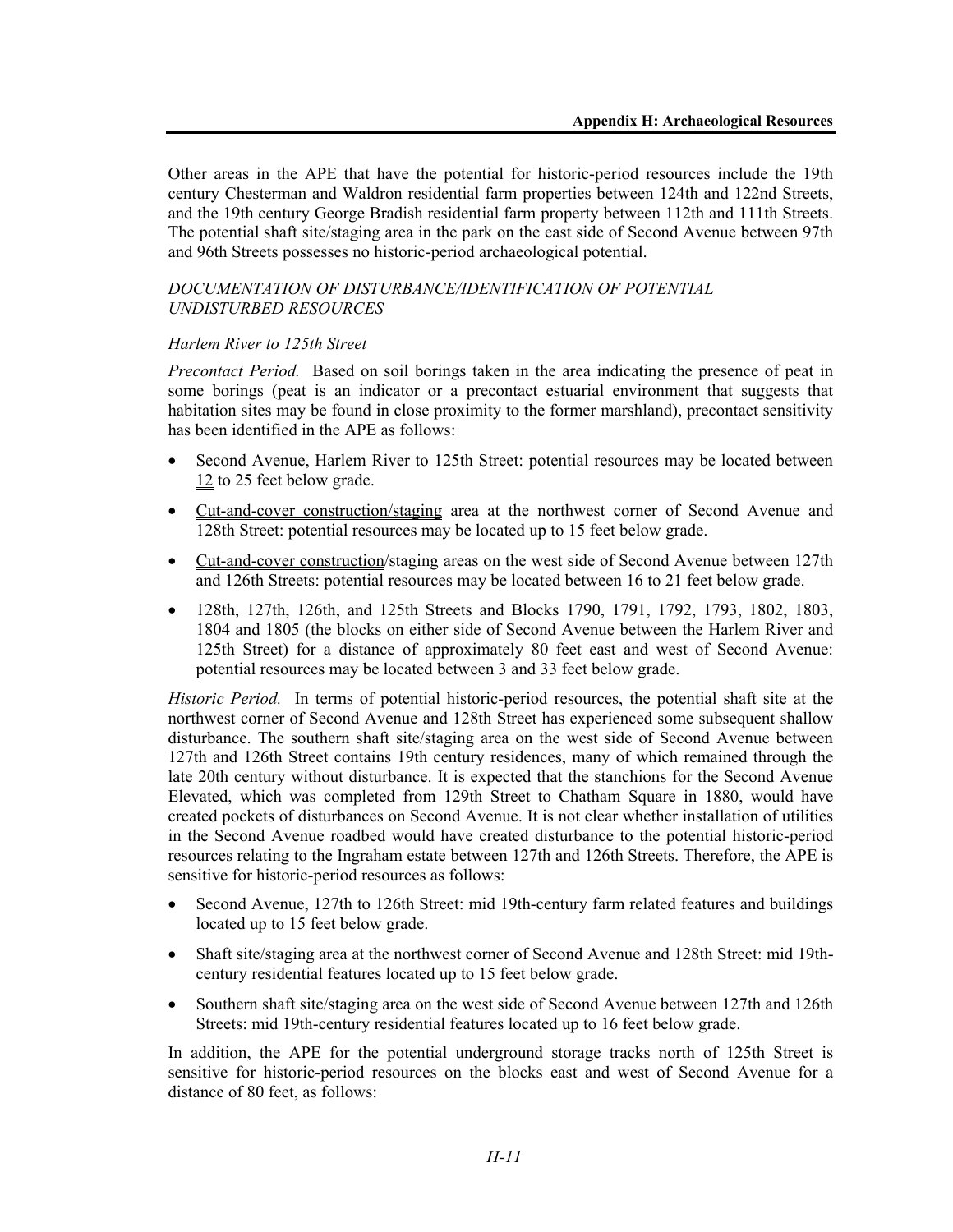Other areas in the APE that have the potential for historic-period resources include the 19th century Chesterman and Waldron residential farm properties between 124th and 122nd Streets, and the 19th century George Bradish residential farm property between 112th and 111th Streets. The potential shaft site/staging area in the park on the east side of Second Avenue between 97th and 96th Streets possesses no historic-period archaeological potential.

*DOCUMENTATION OF DISTURBANCE/IDENTIFICATION OF POTENTIAL UNDISTURBED RESOURCES*

*Harlem River to 125th Street*

*Precontact Period.* Based on soil borings taken in the area indicating the presence of peat in some borings (peat is an indicator or a precontact estuarial environment that suggests that habitation sites may be found in close proximity to the former marshland), precontact sensitivity has been identified in the APE as follows:

- Second Avenue, Harlem River to 125th Street: potential resources may be located between 12 to 25 feet below grade.
- Cut-and-cover construction/staging area at the northwest corner of Second Avenue and 128th Street: potential resources may be located up to 15 feet below grade.
- Cut-and-cover construction/staging areas on the west side of Second Avenue between 127th and 126th Streets: potential resources may be located between 16 to 21 feet below grade.
- 128th, 127th, 126th, and 125th Streets and Blocks 1790, 1791, 1792, 1793, 1802, 1803, 1804 and 1805 (the blocks on either side of Second Avenue between the Harlem River and 125th Street) for a distance of approximately 80 feet east and west of Second Avenue: potential resources may be located between 3 and 33 feet below grade.

*Historic Period.* In terms of potential historic-period resources, the potential shaft site at the northwest corner of Second Avenue and 128th Street has experienced some subsequent shallow disturbance. The southern shaft site/staging area on the west side of Second Avenue between 127th and 126th Street contains 19th century residences, many of which remained through the late 20th century without disturbance. It is expected that the stanchions for the Second Avenue Elevated, which was completed from 129th Street to Chatham Square in 1880, would have created pockets of disturbances on Second Avenue. It is not clear whether installation of utilities in the Second Avenue roadbed would have created disturbance to the potential historic-period resources relating to the Ingraham estate between 127th and 126th Streets. Therefore, the APE is sensitive for historic-period resources as follows:

- Second Avenue, 127th to 126th Street: mid 19th-century farm related features and buildings located up to 15 feet below grade.
- Shaft site/staging area at the northwest corner of Second Avenue and 128th Street: mid 19th-century residential features located up to 15 feet below grade.
- Southern shaft site/staging area on the west side of Second Avenue between 127th and 126th Streets: mid 19th-century residential features located up to 16 feet below grade.

In addition, the APE for the potential underground storage tracks north of 125th Street is sensitive for historic-period resources on the blocks east and west of Second Avenue for a distance of 80 feet, as follows: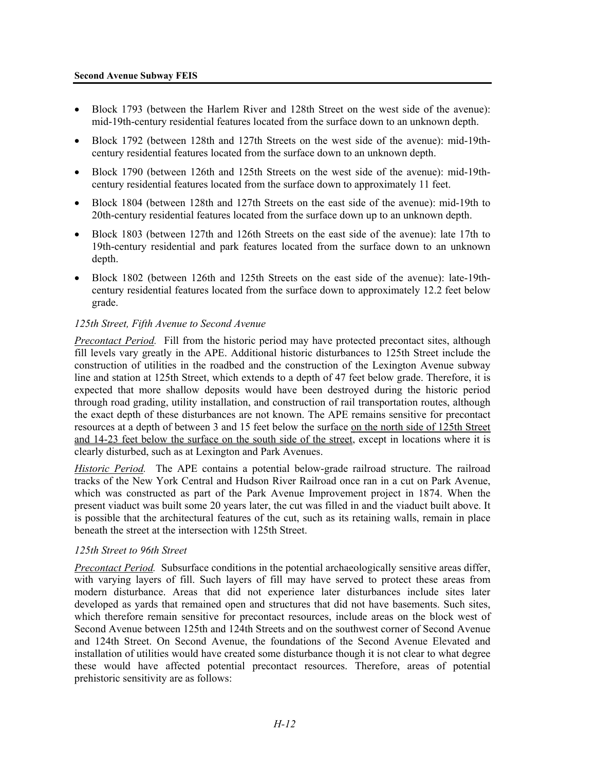- Block 1793 (between the Harlem River and 128th Street on the west side of the avenue): mid-19th-century residential features located from the surface down to an unknown depth.
- Block 1792 (between 128th and 127th Streets on the west side of the avenue): mid-19th-century residential features located from the surface down to an unknown depth.
- Block 1790 (between 126th and 125th Streets on the west side of the avenue): mid-19th-century residential features located from the surface down to approximately 11 feet.
- Block 1804 (between 128th and 127th Streets on the east side of the avenue): mid-19th to 20th-century residential features located from the surface down up to an unknown depth.
- Block 1803 (between 127th and 126th Streets on the east side of the avenue): late 17th to 19th-century residential and park features located from the surface down to an unknown depth.
- Block 1802 (between 126th and 125th Streets on the east side of the avenue): late-19th-century residential features located from the surface down to approximately 12.2 feet below grade.

*125th Street, Fifth Avenue to Second Avenue*

*Precontact Period.* Fill from the historic period may have protected precontact sites, although fill levels vary greatly in the APE. Additional historic disturbances to 125th Street include the construction of utilities in the roadbed and the construction of the Lexington Avenue subway line and station at 125th Street, which extends to a depth of 47 feet below grade. Therefore, it is expected that more shallow deposits would have been destroyed during the historic period through road grading, utility installation, and construction of rail transportation routes, although the exact depth of these disturbances are not known. The APE remains sensitive for precontact resources at a depth of between 3 and 15 feet below the surface on the north side of 125th Street and 14-23 feet below the surface on the south side of the street, except in locations where it is clearly disturbed, such as at Lexington and Park Avenues.

*Historic Period.* The APE contains a potential below-grade railroad structure. The railroad tracks of the New York Central and Hudson River Railroad once ran in a cut on Park Avenue, which was constructed as part of the Park Avenue Improvement project in 1874. When the present viaduct was built some 20 years later, the cut was filled in and the viaduct built above. It is possible that the architectural features of the cut, such as its retaining walls, remain in place beneath the street at the intersection with 125th Street.

*125th Street to 96th Street*

*Precontact Period.* Subsurface conditions in the potential archaeologically sensitive areas differ, with varying layers of fill. Such layers of fill may have served to protect these areas from modern disturbance. Areas that did not experience later disturbances include sites later developed as yards that remained open and structures that did not have basements. Such sites, which therefore remain sensitive for precontact resources, include areas on the block west of Second Avenue between 125th and 124th Streets and on the southwest corner of Second Avenue and 124th Street. On Second Avenue, the foundations of the Second Avenue Elevated and installation of utilities would have created some disturbance though it is not clear to what degree these would have affected potential precontact resources. Therefore, areas of potential prehistoric sensitivity are as follows: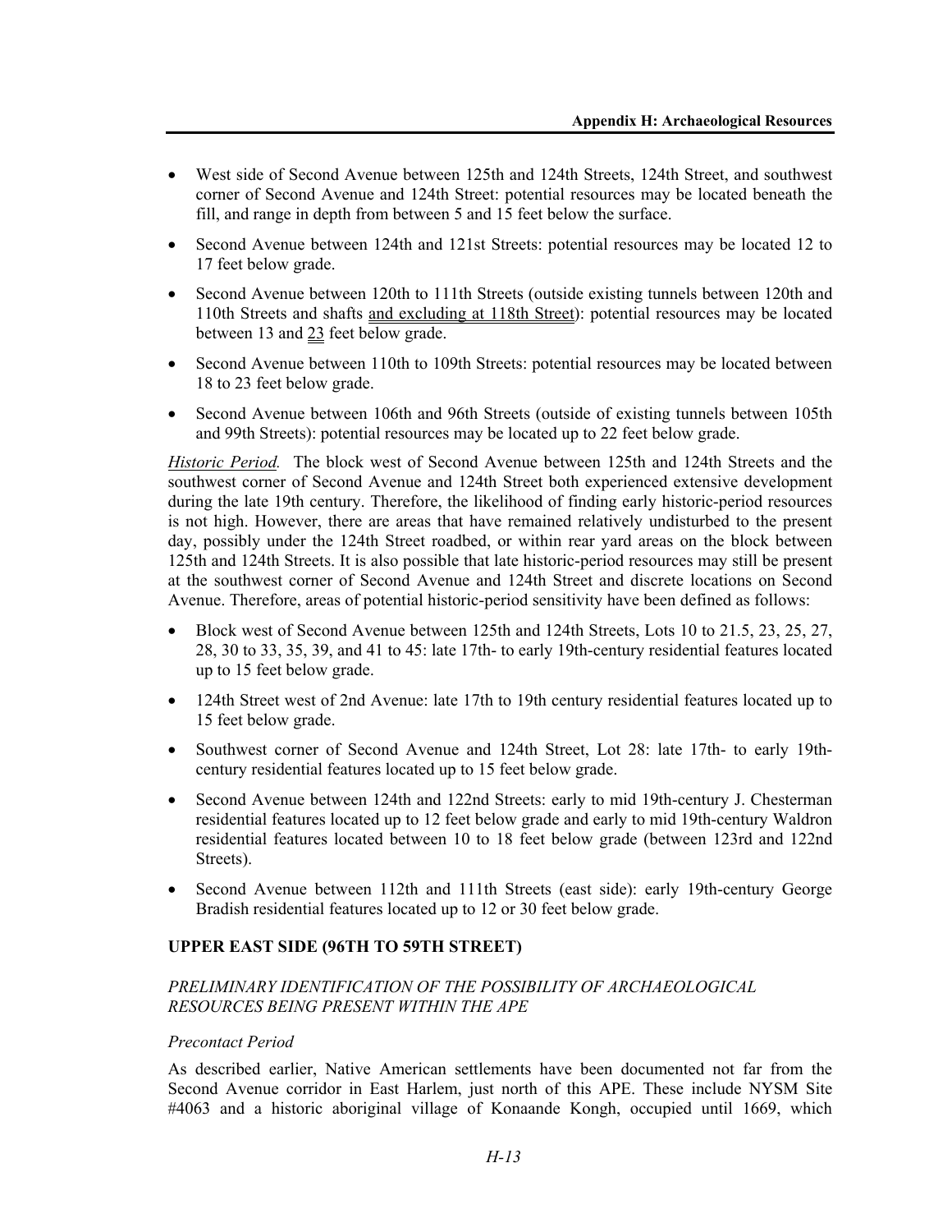- West side of Second Avenue between 125th and 124th Streets, 124th Street, and southwest corner of Second Avenue and 124th Street: potential resources may be located beneath the fill, and range in depth from between 5 and 15 feet below the surface.
- Second Avenue between 124th and 121st Streets: potential resources may be located 12 to 17 feet below grade.
- Second Avenue between 120th to 111th Streets (outside existing tunnels between 120th and 110th Streets and shafts and excluding at 118th Street): potential resources may be located between 13 and 23 feet below grade.
- Second Avenue between 110th to 109th Streets: potential resources may be located between 18 to 23 feet below grade.
- Second Avenue between 106th and 96th Streets (outside of existing tunnels between 105th and 99th Streets): potential resources may be located up to 22 feet below grade.

*Historic Period.* The block west of Second Avenue between 125th and 124th Streets and the southwest corner of Second Avenue and 124th Street both experienced extensive development during the late 19th century. Therefore, the likelihood of finding early historic-period resources is not high. However, there are areas that have remained relatively undisturbed to the present day, possibly under the 124th Street roadbed, or within rear yard areas on the block between 125th and 124th Streets. It is also possible that late historic-period resources may still be present at the southwest corner of Second Avenue and 124th Street and discrete locations on Second Avenue. Therefore, areas of potential historic-period sensitivity have been defined as follows:

- Block west of Second Avenue between 125th and 124th Streets, Lots 10 to 21.5, 23, 25, 27, 28, 30 to 33, 35, 39, and 41 to 45: late 17th- to early 19th-century residential features located up to 15 feet below grade.
- 124th Street west of 2nd Avenue: late 17th to 19th century residential features located up to 15 feet below grade.
- Southwest corner of Second Avenue and 124th Street, Lot 28: late 17th- to early 19th-century residential features located up to 15 feet below grade.
- Second Avenue between 124th and 122nd Streets: early to mid 19th-century J. Chesterman residential features located up to 12 feet below grade and early to mid 19th-century Waldron residential features located between 10 to 18 feet below grade (between 123rd and 122nd Streets).
- Second Avenue between 112th and 111th Streets (east side): early 19th-century George Bradish residential features located up to 12 or 30 feet below grade.

## UPPER EAST SIDE (96TH TO 59TH STREET)

### *PRELIMINARY IDENTIFICATION OF THE POSSIBILITY OF ARCHAEOLOGICAL RESOURCES BEING PRESENT WITHIN THE APE*

#### *Precontact Period*

As described earlier, Native American settlements have been documented not far from the Second Avenue corridor in East Harlem, just north of this APE. These include NYSM Site #4063 and a historic aboriginal village of Konaande Kongh, occupied until 1669, which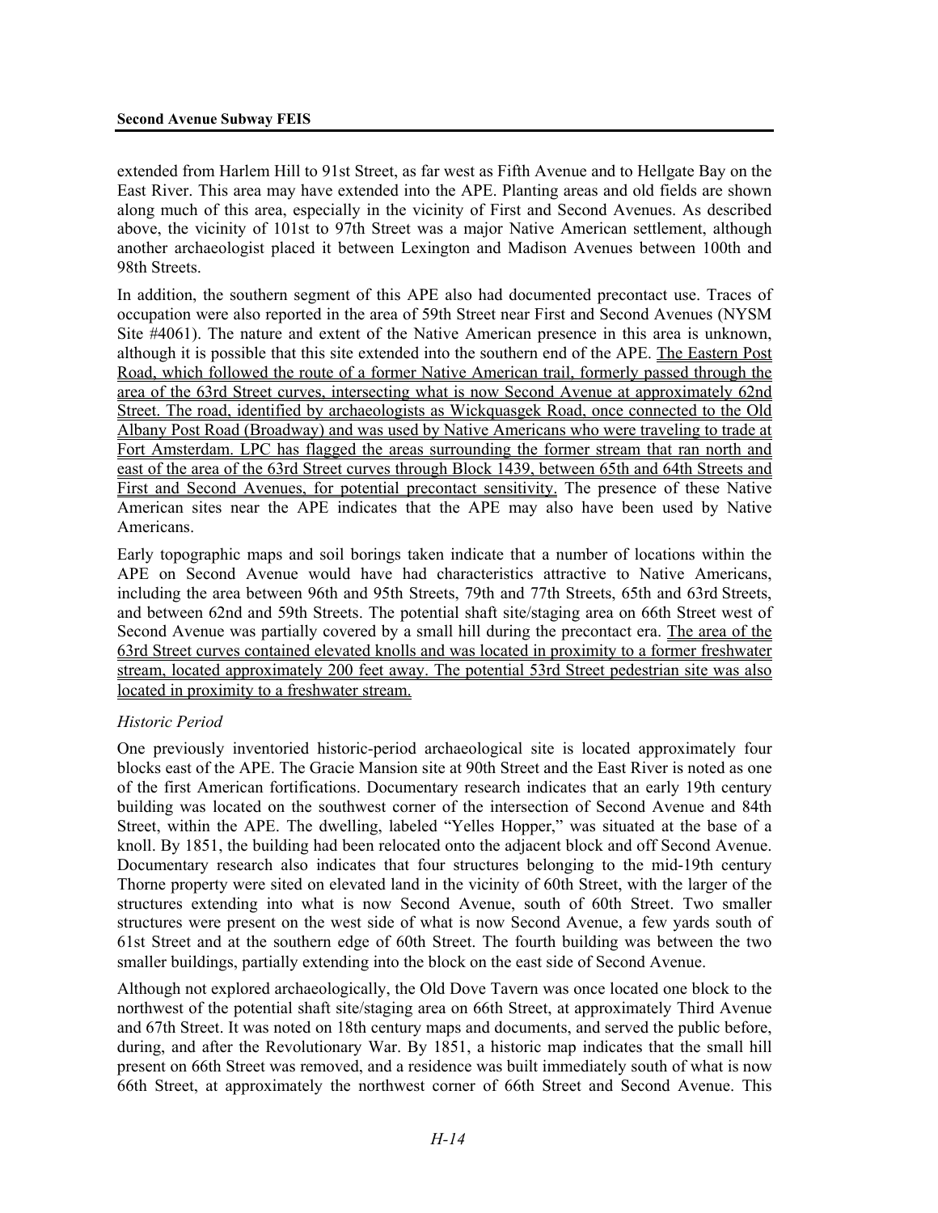extended from Harlem Hill to 91st Street, as far west as Fifth Avenue and to Hellgate Bay on the East River. This area may have extended into the APE. Planting areas and old fields are shown along much of this area, especially in the vicinity of First and Second Avenues. As described above, the vicinity of 101st to 97th Street was a major Native American settlement, although another archaeologist placed it between Lexington and Madison Avenues between 100th and 98th Streets.

In addition, the southern segment of this APE also had documented precontact use. Traces of occupation were also reported in the area of 59th Street near First and Second Avenues (NYSM Site #4061). The nature and extent of the Native American presence in this area is unknown, although it is possible that this site extended into the southern end of the APE. The Eastern Post Road, which followed the route of a former Native American trail, formerly passed through the area of the 63rd Street curves, intersecting what is now Second Avenue at approximately 62nd Street. The road, identified by archaeologists as Wickquasgek Road, once connected to the Old Albany Post Road (Broadway) and was used by Native Americans who were traveling to trade at Fort Amsterdam. LPC has flagged the areas surrounding the former stream that ran north and east of the area of the 63rd Street curves through Block 1439, between 65th and 64th Streets and First and Second Avenues, for potential precontact sensitivity. The presence of these Native American sites near the APE indicates that the APE may also have been used by Native Americans.

Early topographic maps and soil borings taken indicate that a number of locations within the APE on Second Avenue would have had characteristics attractive to Native Americans, including the area between 96th and 95th Streets, 79th and 77th Streets, 65th and 63rd Streets, and between 62nd and 59th Streets. The potential shaft site/staging area on 66th Street west of Second Avenue was partially covered by a small hill during the precontact era. The area of the 63rd Street curves contained elevated knolls and was located in proximity to a former freshwater stream, located approximately 200 feet away. The potential 53rd Street pedestrian site was also located in proximity to a freshwater stream.

*Historic Period*

One previously inventoried historic-period archaeological site is located approximately four blocks east of the APE. The Gracie Mansion site at 90th Street and the East River is noted as one of the first American fortifications. Documentary research indicates that an early 19th century building was located on the southwest corner of the intersection of Second Avenue and 84th Street, within the APE. The dwelling, labeled "Yelles Hopper," was situated at the base of a knoll. By 1851, the building had been relocated onto the adjacent block and off Second Avenue. Documentary research also indicates that four structures belonging to the mid-19th century Thorne property were sited on elevated land in the vicinity of 60th Street, with the larger of the structures extending into what is now Second Avenue, south of 60th Street. Two smaller structures were present on the west side of what is now Second Avenue, a few yards south of 61st Street and at the southern edge of 60th Street. The fourth building was between the two smaller buildings, partially extending into the block on the east side of Second Avenue.

Although not explored archaeologically, the Old Dove Tavern was once located one block to the northwest of the potential shaft site/staging area on 66th Street, at approximately Third Avenue and 67th Street. It was noted on 18th century maps and documents, and served the public before, during, and after the Revolutionary War. By 1851, a historic map indicates that the small hill present on 66th Street was removed, and a residence was built immediately south of what is now 66th Street, at approximately the northwest corner of 66th Street and Second Avenue. This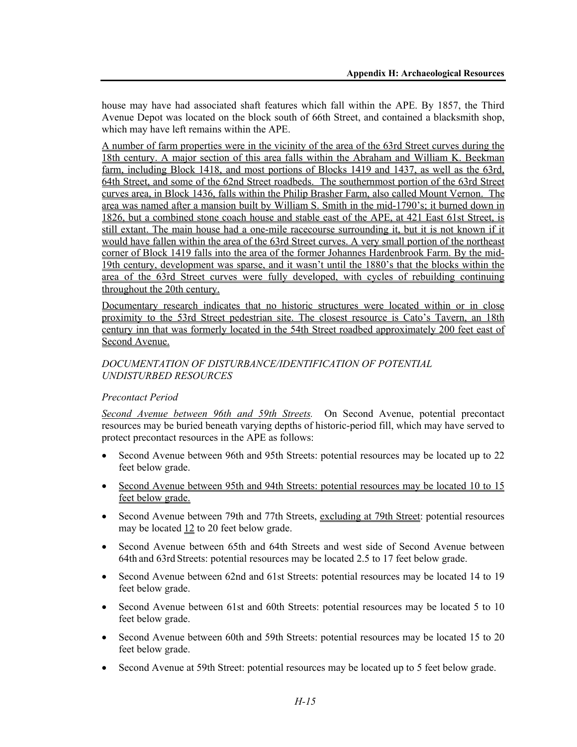house may have had associated shaft features which fall within the APE. By 1857, the Third Avenue Depot was located on the block south of 66th Street, and contained a blacksmith shop, which may have left remains within the APE.

A number of farm properties were in the vicinity of the area of the 63rd Street curves during the 18th century. A major section of this area falls within the Abraham and William K. Beekman farm, including Block 1418, and most portions of Blocks 1419 and 1437, as well as the 63rd, 64th Street, and some of the 62nd Street roadbeds. The southernmost portion of the 63rd Street curves area, in Block 1436, falls within the Philip Brasher Farm, also called Mount Vernon. The area was named after a mansion built by William S. Smith in the mid-1790's; it burned down in 1826, but a combined stone coach house and stable east of the APE, at 421 East 61st Street, is still extant. The main house had a one-mile racecourse surrounding it, but it is not known if it would have fallen within the area of the 63rd Street curves. A very small portion of the northeast corner of Block 1419 falls into the area of the former Johannes Hardenbrook Farm. By the mid-19th century, development was sparse, and it wasn't until the 1880's that the blocks within the area of the 63rd Street curves were fully developed, with cycles of rebuilding continuing throughout the 20th century.

Documentary research indicates that no historic structures were located within or in close proximity to the 53rd Street pedestrian site. The closest resource is Cato's Tavern, an 18th century inn that was formerly located in the 54th Street roadbed approximately 200 feet east of Second Avenue.

*DOCUMENTATION OF DISTURBANCE/IDENTIFICATION OF POTENTIAL UNDISTURBED RESOURCES*

*Precontact Period*

*Second Avenue between 96th and 59th Streets.* On Second Avenue, potential precontact resources may be buried beneath varying depths of historic-period fill, which may have served to protect precontact resources in the APE as follows:

- Second Avenue between 96th and 95th Streets: potential resources may be located up to 22 feet below grade.
- Second Avenue between 95th and 94th Streets: potential resources may be located 10 to 15 feet below grade.
- Second Avenue between 79th and 77th Streets, excluding at 79th Street: potential resources may be located 12 to 20 feet below grade.
- Second Avenue between 65th and 64th Streets and west side of Second Avenue between 64th and 63rd Streets: potential resources may be located 2.5 to 17 feet below grade.
- Second Avenue between 62nd and 61st Streets: potential resources may be located 14 to 19 feet below grade.
- Second Avenue between 61st and 60th Streets: potential resources may be located 5 to 10 feet below grade.
- Second Avenue between 60th and 59th Streets: potential resources may be located 15 to 20 feet below grade.
- Second Avenue at 59th Street: potential resources may be located up to 5 feet below grade.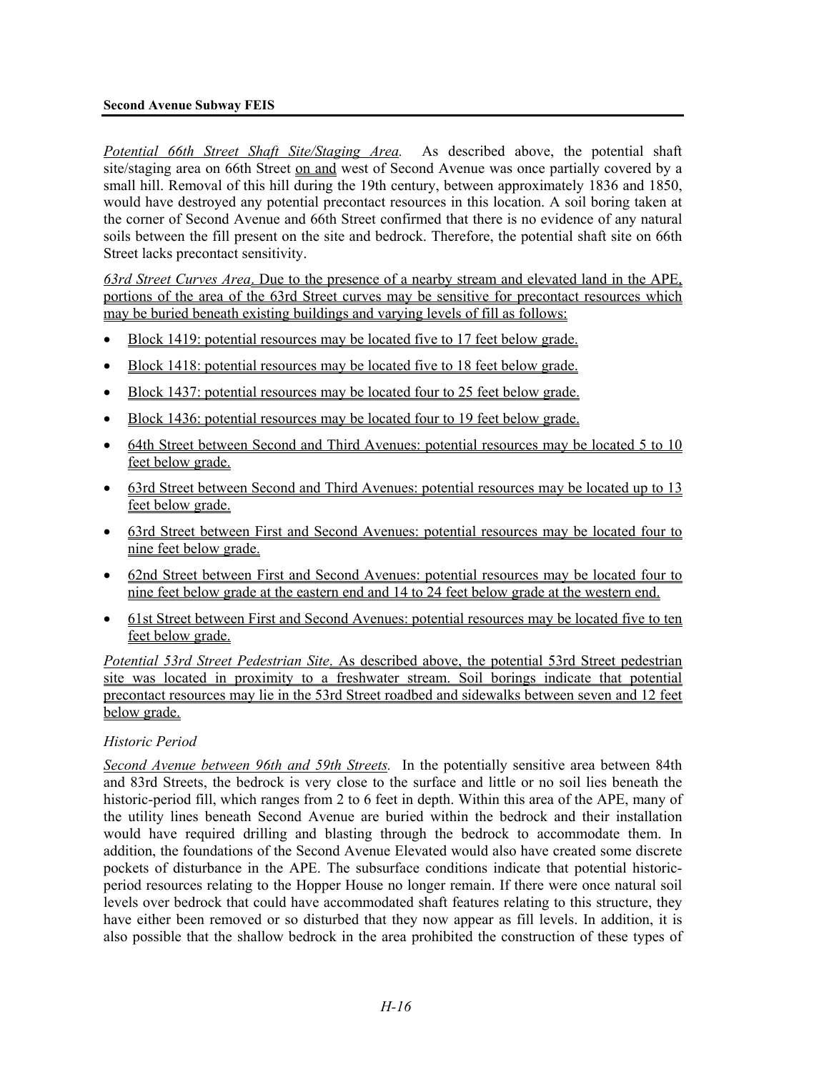*Potential 66th Street Shaft Site/Staging Area.* As described above, the potential shaft site/staging area on 66th Street on and west of Second Avenue was once partially covered by a small hill. Removal of this hill during the 19th century, between approximately 1836 and 1850, would have destroyed any potential precontact resources in this location. A soil boring taken at the corner of Second Avenue and 66th Street confirmed that there is no evidence of any natural soils between the fill present on the site and bedrock. Therefore, the potential shaft site on 66th Street lacks precontact sensitivity.

*63rd Street Curves Area*. Due to the presence of a nearby stream and elevated land in the APE, portions of the area of the 63rd Street curves may be sensitive for precontact resources which may be buried beneath existing buildings and varying levels of fill as follows:

- Block 1419: potential resources may be located five to 17 feet below grade.
- Block 1418: potential resources may be located five to 18 feet below grade.
- Block 1437: potential resources may be located four to 25 feet below grade.
- Block 1436: potential resources may be located four to 19 feet below grade.
- 64th Street between Second and Third Avenues: potential resources may be located 5 to 10 feet below grade.
- 63rd Street between Second and Third Avenues: potential resources may be located up to 13 feet below grade.
- 63rd Street between First and Second Avenues: potential resources may be located four to nine feet below grade.
- 62nd Street between First and Second Avenues: potential resources may be located four to nine feet below grade at the eastern end and 14 to 24 feet below grade at the western end.
- 61st Street between First and Second Avenues: potential resources may be located five to ten feet below grade.

*Potential 53rd Street Pedestrian Site*. As described above, the potential 53rd Street pedestrian site was located in proximity to a freshwater stream. Soil borings indicate that potential precontact resources may lie in the 53rd Street roadbed and sidewalks between seven and 12 feet below grade.

### *Historic Period*

*Second Avenue between 96th and 59th Streets.* In the potentially sensitive area between 84th and 83rd Streets, the bedrock is very close to the surface and little or no soil lies beneath the historic-period fill, which ranges from 2 to 6 feet in depth. Within this area of the APE, many of the utility lines beneath Second Avenue are buried within the bedrock and their installation would have required drilling and blasting through the bedrock to accommodate them. In addition, the foundations of the Second Avenue Elevated would also have created some discrete pockets of disturbance in the APE. The subsurface conditions indicate that potential historic-period resources relating to the Hopper House no longer remain. If there were once natural soil levels over bedrock that could have accommodated shaft features relating to this structure, they have either been removed or so disturbed that they now appear as fill levels. In addition, it is also possible that the shallow bedrock in the area prohibited the construction of these types of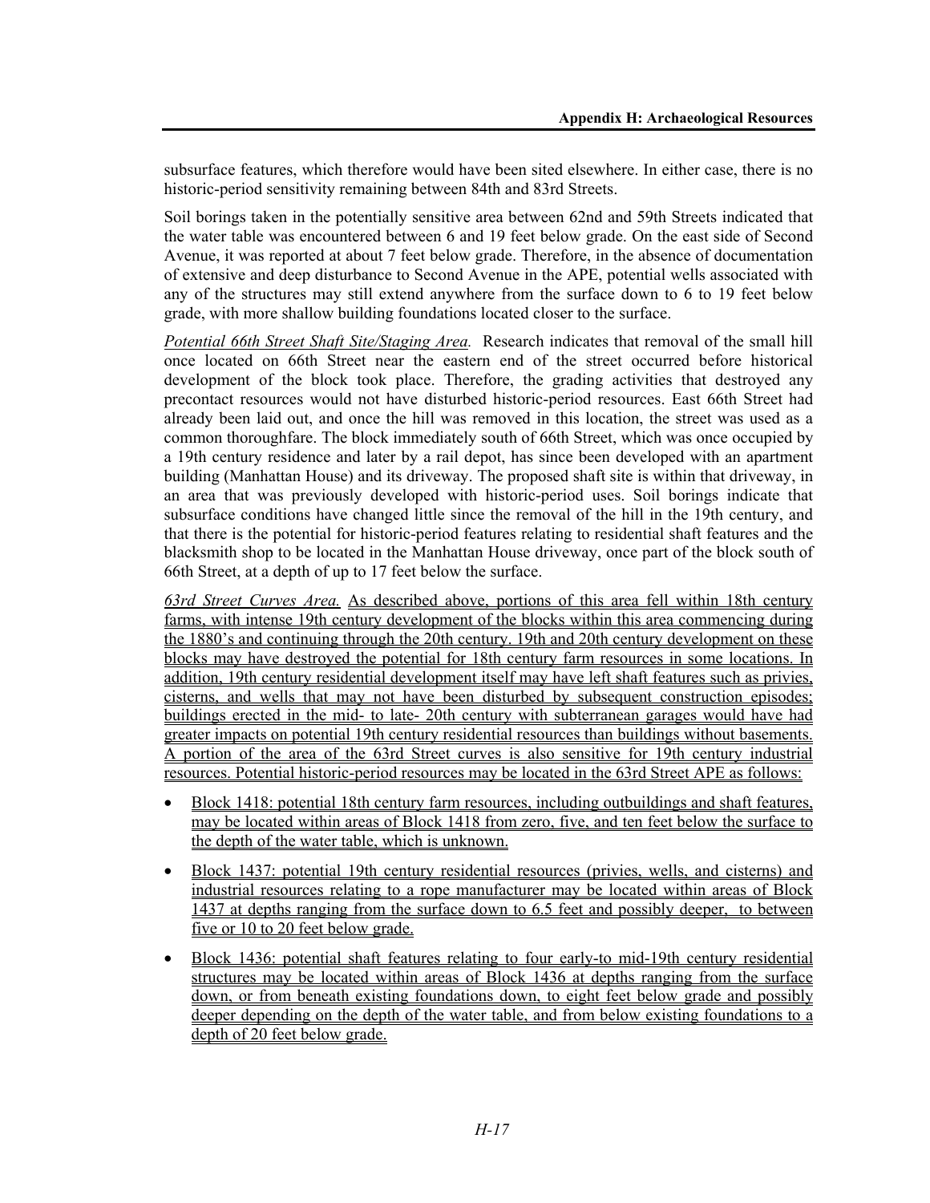subsurface features, which therefore would have been sited elsewhere. In either case, there is no historic-period sensitivity remaining between 84th and 83rd Streets.

Soil borings taken in the potentially sensitive area between 62nd and 59th Streets indicated that the water table was encountered between 6 and 19 feet below grade. On the east side of Second Avenue, it was reported at about 7 feet below grade. Therefore, in the absence of documentation of extensive and deep disturbance to Second Avenue in the APE, potential wells associated with any of the structures may still extend anywhere from the surface down to 6 to 19 feet below grade, with more shallow building foundations located closer to the surface.

*Potential 66th Street Shaft Site/Staging Area.* Research indicates that removal of the small hill once located on 66th Street near the eastern end of the street occurred before historical development of the block took place. Therefore, the grading activities that destroyed any precontact resources would not have disturbed historic-period resources. East 66th Street had already been laid out, and once the hill was removed in this location, the street was used as a common thoroughfare. The block immediately south of 66th Street, which was once occupied by a 19th century residence and later by a rail depot, has since been developed with an apartment building (Manhattan House) and its driveway. The proposed shaft site is within that driveway, in an area that was previously developed with historic-period uses. Soil borings indicate that subsurface conditions have changed little since the removal of the hill in the 19th century, and that there is the potential for historic-period features relating to residential shaft features and the blacksmith shop to be located in the Manhattan House driveway, once part of the block south of 66th Street, at a depth of up to 17 feet below the surface.

*63rd Street Curves Area.* As described above, portions of this area fell within 18th century farms, with intense 19th century development of the blocks within this area commencing during the 1880's and continuing through the 20th century. 19th and 20th century development on these blocks may have destroyed the potential for 18th century farm resources in some locations. In addition, 19th century residential development itself may have left shaft features such as privies, cisterns, and wells that may not have been disturbed by subsequent construction episodes; buildings erected in the mid- to late- 20th century with subterranean garages would have had greater impacts on potential 19th century residential resources than buildings without basements. A portion of the area of the 63rd Street curves is also sensitive for 19th century industrial resources. Potential historic-period resources may be located in the 63rd Street APE as follows:

- Block 1418: potential 18th century farm resources, including outbuildings and shaft features, may be located within areas of Block 1418 from zero, five, and ten feet below the surface to the depth of the water table, which is unknown.
- Block 1437: potential 19th century residential resources (privies, wells, and cisterns) and industrial resources relating to a rope manufacturer may be located within areas of Block 1437 at depths ranging from the surface down to 6.5 feet and possibly deeper, to between five or 10 to 20 feet below grade.
- Block 1436: potential shaft features relating to four early-to mid-19th century residential structures may be located within areas of Block 1436 at depths ranging from the surface down, or from beneath existing foundations down, to eight feet below grade and possibly deeper depending on the depth of the water table, and from below existing foundations to a depth of 20 feet below grade.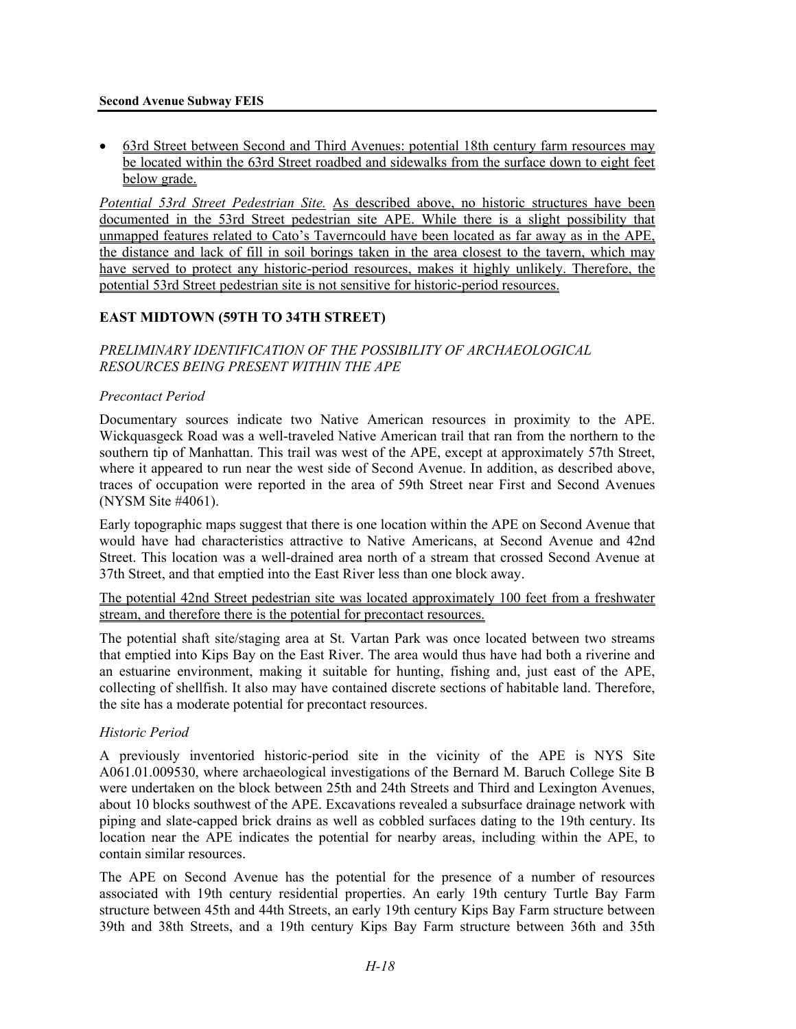- 63rd Street between Second and Third Avenues: potential 18th century farm resources may be located within the 63rd Street roadbed and sidewalks from the surface down to eight feet below grade.

*Potential 53rd Street Pedestrian Site.* As described above, no historic structures have been documented in the 53rd Street pedestrian site APE. While there is a slight possibility that unmapped features related to Cato's Taverncould have been located as far away as in the APE, the distance and lack of fill in soil borings taken in the area closest to the tavern, which may have served to protect any historic-period resources, makes it highly unlikely. Therefore, the potential 53rd Street pedestrian site is not sensitive for historic-period resources.

## EAST MIDTOWN (59TH TO 34TH STREET)

### *PRELIMINARY IDENTIFICATION OF THE POSSIBILITY OF ARCHAEOLOGICAL RESOURCES BEING PRESENT WITHIN THE APE*

#### *Precontact Period*

Documentary sources indicate two Native American resources in proximity to the APE. Wickquasgeck Road was a well-traveled Native American trail that ran from the northern to the southern tip of Manhattan. This trail was west of the APE, except at approximately 57th Street, where it appeared to run near the west side of Second Avenue. In addition, as described above, traces of occupation were reported in the area of 59th Street near First and Second Avenues (NYSM Site #4061).

Early topographic maps suggest that there is one location within the APE on Second Avenue that would have had characteristics attractive to Native Americans, at Second Avenue and 42nd Street. This location was a well-drained area north of a stream that crossed Second Avenue at 37th Street, and that emptied into the East River less than one block away.

The potential 42nd Street pedestrian site was located approximately 100 feet from a freshwater stream, and therefore there is the potential for precontact resources.

The potential shaft site/staging area at St. Vartan Park was once located between two streams that emptied into Kips Bay on the East River. The area would thus have had both a riverine and an estuarine environment, making it suitable for hunting, fishing and, just east of the APE, collecting of shellfish. It also may have contained discrete sections of habitable land. Therefore, the site has a moderate potential for precontact resources.

#### *Historic Period*

A previously inventoried historic-period site in the vicinity of the APE is NYS Site A061.01.009530, where archaeological investigations of the Bernard M. Baruch College Site B were undertaken on the block between 25th and 24th Streets and Third and Lexington Avenues, about 10 blocks southwest of the APE. Excavations revealed a subsurface drainage network with piping and slate-capped brick drains as well as cobbled surfaces dating to the 19th century. Its location near the APE indicates the potential for nearby areas, including within the APE, to contain similar resources.

The APE on Second Avenue has the potential for the presence of a number of resources associated with 19th century residential properties. An early 19th century Turtle Bay Farm structure between 45th and 44th Streets, an early 19th century Kips Bay Farm structure between 39th and 38th Streets, and a 19th century Kips Bay Farm structure between 36th and 35th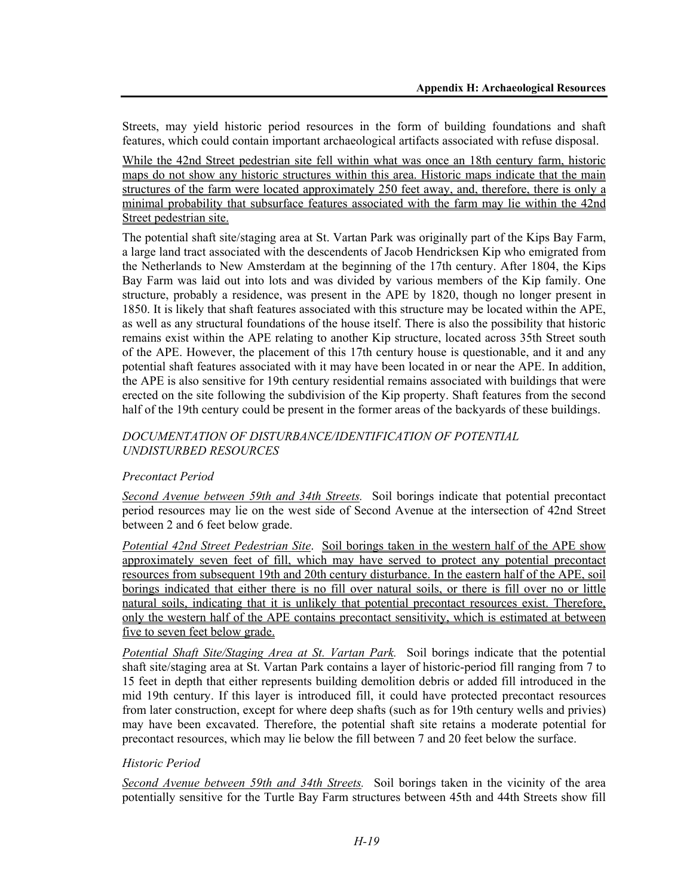Streets, may yield historic period resources in the form of building foundations and shaft features, which could contain important archaeological artifacts associated with refuse disposal.

While the 42nd Street pedestrian site fell within what was once an 18th century farm, historic maps do not show any historic structures within this area. Historic maps indicate that the main structures of the farm were located approximately 250 feet away, and, therefore, there is only a minimal probability that subsurface features associated with the farm may lie within the 42nd Street pedestrian site.

The potential shaft site/staging area at St. Vartan Park was originally part of the Kips Bay Farm, a large land tract associated with the descendents of Jacob Hendricksen Kip who emigrated from the Netherlands to New Amsterdam at the beginning of the 17th century. After 1804, the Kips Bay Farm was laid out into lots and was divided by various members of the Kip family. One structure, probably a residence, was present in the APE by 1820, though no longer present in 1850. It is likely that shaft features associated with this structure may be located within the APE, as well as any structural foundations of the house itself. There is also the possibility that historic remains exist within the APE relating to another Kip structure, located across 35th Street south of the APE. However, the placement of this 17th century house is questionable, and it and any potential shaft features associated with it may have been located in or near the APE. In addition, the APE is also sensitive for 19th century residential remains associated with buildings that were erected on the site following the subdivision of the Kip property. Shaft features from the second half of the 19th century could be present in the former areas of the backyards of these buildings.

### *DOCUMENTATION OF DISTURBANCE/IDENTIFICATION OF POTENTIAL UNDISTURBED RESOURCES*

#### *Precontact Period*

*Second Avenue between 59th and 34th Streets.* Soil borings indicate that potential precontact period resources may lie on the west side of Second Avenue at the intersection of 42nd Street between 2 and 6 feet below grade.

*Potential 42nd Street Pedestrian Site*. Soil borings taken in the western half of the APE show approximately seven feet of fill, which may have served to protect any potential precontact resources from subsequent 19th and 20th century disturbance. In the eastern half of the APE, soil borings indicated that either there is no fill over natural soils, or there is fill over no or little natural soils, indicating that it is unlikely that potential precontact resources exist. Therefore, only the western half of the APE contains precontact sensitivity, which is estimated at between five to seven feet below grade.

*Potential Shaft Site/Staging Area at St. Vartan Park.* Soil borings indicate that the potential shaft site/staging area at St. Vartan Park contains a layer of historic-period fill ranging from 7 to 15 feet in depth that either represents building demolition debris or added fill introduced in the mid 19th century. If this layer is introduced fill, it could have protected precontact resources from later construction, except for where deep shafts (such as for 19th century wells and privies) may have been excavated. Therefore, the potential shaft site retains a moderate potential for precontact resources, which may lie below the fill between 7 and 20 feet below the surface.

#### *Historic Period*

*Second Avenue between 59th and 34th Streets.* Soil borings taken in the vicinity of the area potentially sensitive for the Turtle Bay Farm structures between 45th and 44th Streets show fill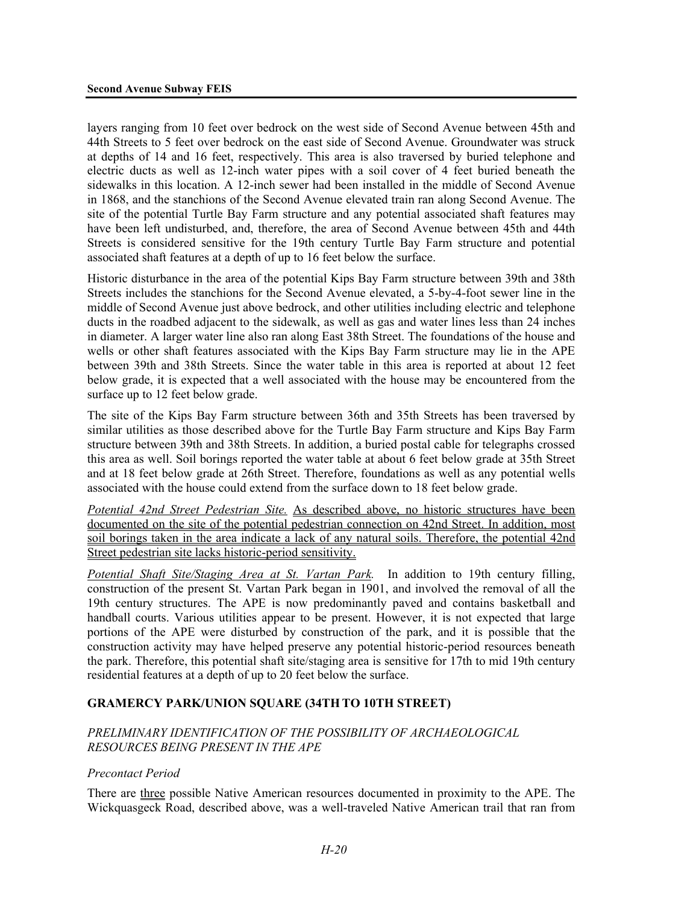layers ranging from 10 feet over bedrock on the west side of Second Avenue between 45th and 44th Streets to 5 feet over bedrock on the east side of Second Avenue. Groundwater was struck at depths of 14 and 16 feet, respectively. This area is also traversed by buried telephone and electric ducts as well as 12-inch water pipes with a soil cover of 4 feet buried beneath the sidewalks in this location. A 12-inch sewer had been installed in the middle of Second Avenue in 1868, and the stanchions of the Second Avenue elevated train ran along Second Avenue. The site of the potential Turtle Bay Farm structure and any potential associated shaft features may have been left undisturbed, and, therefore, the area of Second Avenue between 45th and 44th Streets is considered sensitive for the 19th century Turtle Bay Farm structure and potential associated shaft features at a depth of up to 16 feet below the surface.

Historic disturbance in the area of the potential Kips Bay Farm structure between 39th and 38th Streets includes the stanchions for the Second Avenue elevated, a 5-by-4-foot sewer line in the middle of Second Avenue just above bedrock, and other utilities including electric and telephone ducts in the roadbed adjacent to the sidewalk, as well as gas and water lines less than 24 inches in diameter. A larger water line also ran along East 38th Street. The foundations of the house and wells or other shaft features associated with the Kips Bay Farm structure may lie in the APE between 39th and 38th Streets. Since the water table in this area is reported at about 12 feet below grade, it is expected that a well associated with the house may be encountered from the surface up to 12 feet below grade.

The site of the Kips Bay Farm structure between 36th and 35th Streets has been traversed by similar utilities as those described above for the Turtle Bay Farm structure and Kips Bay Farm structure between 39th and 38th Streets. In addition, a buried postal cable for telegraphs crossed this area as well. Soil borings reported the water table at about 6 feet below grade at 35th Street and at 18 feet below grade at 26th Street. Therefore, foundations as well as any potential wells associated with the house could extend from the surface down to 18 feet below grade.

*Potential 42nd Street Pedestrian Site.* As described above, no historic structures have been documented on the site of the potential pedestrian connection on 42nd Street. In addition, most soil borings taken in the area indicate a lack of any natural soils. Therefore, the potential 42nd Street pedestrian site lacks historic-period sensitivity.

*Potential Shaft Site/Staging Area at St. Vartan Park.* In addition to 19th century filling, construction of the present St. Vartan Park began in 1901, and involved the removal of all the 19th century structures. The APE is now predominantly paved and contains basketball and handball courts. Various utilities appear to be present. However, it is not expected that large portions of the APE were disturbed by construction of the park, and it is possible that the construction activity may have helped preserve any potential historic-period resources beneath the park. Therefore, this potential shaft site/staging area is sensitive for 17th to mid 19th century residential features at a depth of up to 20 feet below the surface.

## GRAMERCY PARK/UNION SQUARE (34TH TO 10TH STREET)

### *PRELIMINARY IDENTIFICATION OF THE POSSIBILITY OF ARCHAEOLOGICAL RESOURCES BEING PRESENT IN THE APE*

#### *Precontact Period*

There are three possible Native American resources documented in proximity to the APE. The Wickquasgeck Road, described above, was a well-traveled Native American trail that ran from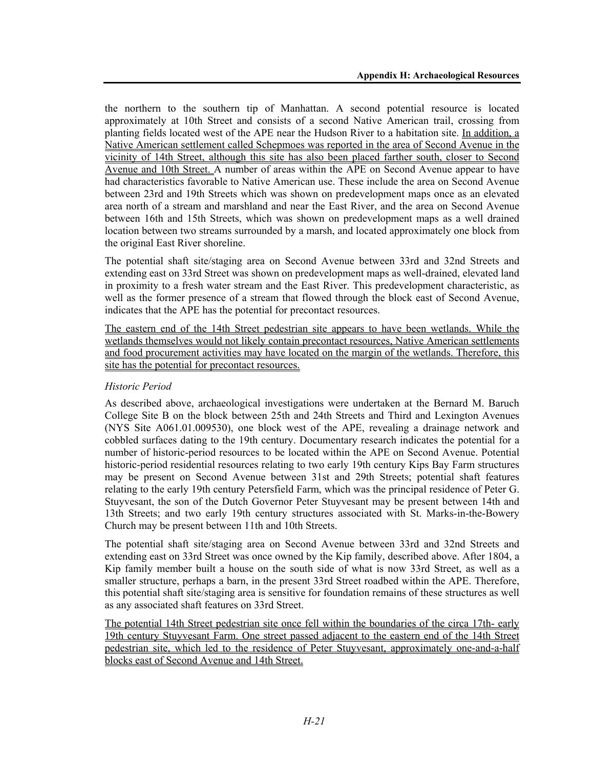the northern to the southern tip of Manhattan. A second potential resource is located approximately at 10th Street and consists of a second Native American trail, crossing from planting fields located west of the APE near the Hudson River to a habitation site. In addition, a Native American settlement called Schepmoes was reported in the area of Second Avenue in the vicinity of 14th Street, although this site has also been placed farther south, closer to Second Avenue and 10th Street. A number of areas within the APE on Second Avenue appear to have had characteristics favorable to Native American use. These include the area on Second Avenue between 23rd and 19th Streets which was shown on predevelopment maps once as an elevated area north of a stream and marshland and near the East River, and the area on Second Avenue between 16th and 15th Streets, which was shown on predevelopment maps as a well drained location between two streams surrounded by a marsh, and located approximately one block from the original East River shoreline.

The potential shaft site/staging area on Second Avenue between 33rd and 32nd Streets and extending east on 33rd Street was shown on predevelopment maps as well-drained, elevated land in proximity to a fresh water stream and the East River. This predevelopment characteristic, as well as the former presence of a stream that flowed through the block east of Second Avenue, indicates that the APE has the potential for precontact resources.

The eastern end of the 14th Street pedestrian site appears to have been wetlands. While the wetlands themselves would not likely contain precontact resources, Native American settlements and food procurement activities may have located on the margin of the wetlands. Therefore, this site has the potential for precontact resources.

*Historic Period*

As described above, archaeological investigations were undertaken at the Bernard M. Baruch College Site B on the block between 25th and 24th Streets and Third and Lexington Avenues (NYS Site A061.01.009530), one block west of the APE, revealing a drainage network and cobbled surfaces dating to the 19th century. Documentary research indicates the potential for a number of historic-period resources to be located within the APE on Second Avenue. Potential historic-period residential resources relating to two early 19th century Kips Bay Farm structures may be present on Second Avenue between 31st and 29th Streets; potential shaft features relating to the early 19th century Petersfield Farm, which was the principal residence of Peter G. Stuyvesant, the son of the Dutch Governor Peter Stuyvesant may be present between 14th and 13th Streets; and two early 19th century structures associated with St. Marks-in-the-Bowery Church may be present between 11th and 10th Streets.

The potential shaft site/staging area on Second Avenue between 33rd and 32nd Streets and extending east on 33rd Street was once owned by the Kip family, described above. After 1804, a Kip family member built a house on the south side of what is now 33rd Street, as well as a smaller structure, perhaps a barn, in the present 33rd Street roadbed within the APE. Therefore, this potential shaft site/staging area is sensitive for foundation remains of these structures as well as any associated shaft features on 33rd Street.

The potential 14th Street pedestrian site once fell within the boundaries of the circa 17th- early 19th century Stuyvesant Farm. One street passed adjacent to the eastern end of the 14th Street pedestrian site, which led to the residence of Peter Stuyvesant, approximately one-and-a-half blocks east of Second Avenue and 14th Street.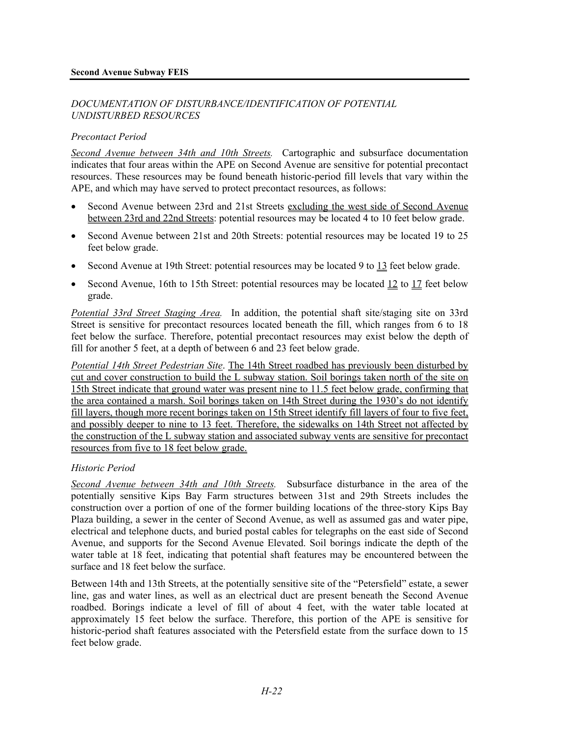*DOCUMENTATION OF DISTURBANCE/IDENTIFICATION OF POTENTIAL UNDISTURBED RESOURCES*

*Precontact Period*

*Second Avenue between 34th and 10th Streets.* Cartographic and subsurface documentation indicates that four areas within the APE on Second Avenue are sensitive for potential precontact resources. These resources may be found beneath historic-period fill levels that vary within the APE, and which may have served to protect precontact resources, as follows:

- Second Avenue between 23rd and 21st Streets excluding the west side of Second Avenue between 23rd and 22nd Streets: potential resources may be located 4 to 10 feet below grade.
- Second Avenue between 21st and 20th Streets: potential resources may be located 19 to 25 feet below grade.
- Second Avenue at 19th Street: potential resources may be located 9 to 13 feet below grade.
- Second Avenue, 16th to 15th Street: potential resources may be located 12 to 17 feet below grade.

*Potential 33rd Street Staging Area.* In addition, the potential shaft site/staging site on 33rd Street is sensitive for precontact resources located beneath the fill, which ranges from 6 to 18 feet below the surface. Therefore, potential precontact resources may exist below the depth of fill for another 5 feet, at a depth of between 6 and 23 feet below grade.

*Potential 14th Street Pedestrian Site*. The 14th Street roadbed has previously been disturbed by cut and cover construction to build the L subway station. Soil borings taken north of the site on 15th Street indicate that ground water was present nine to 11.5 feet below grade, confirming that the area contained a marsh. Soil borings taken on 14th Street during the 1930's do not identify fill layers, though more recent borings taken on 15th Street identify fill layers of four to five feet, and possibly deeper to nine to 13 feet. Therefore, the sidewalks on 14th Street not affected by the construction of the L subway station and associated subway vents are sensitive for precontact resources from five to 18 feet below grade.

*Historic Period*

*Second Avenue between 34th and 10th Streets.* Subsurface disturbance in the area of the potentially sensitive Kips Bay Farm structures between 31st and 29th Streets includes the construction over a portion of one of the former building locations of the three-story Kips Bay Plaza building, a sewer in the center of Second Avenue, as well as assumed gas and water pipe, electrical and telephone ducts, and buried postal cables for telegraphs on the east side of Second Avenue, and supports for the Second Avenue Elevated. Soil borings indicate the depth of the water table at 18 feet, indicating that potential shaft features may be encountered between the surface and 18 feet below the surface.

Between 14th and 13th Streets, at the potentially sensitive site of the "Petersfield" estate, a sewer line, gas and water lines, as well as an electrical duct are present beneath the Second Avenue roadbed. Borings indicate a level of fill of about 4 feet, with the water table located at approximately 15 feet below the surface. Therefore, this portion of the APE is sensitive for historic-period shaft features associated with the Petersfield estate from the surface down to 15 feet below grade.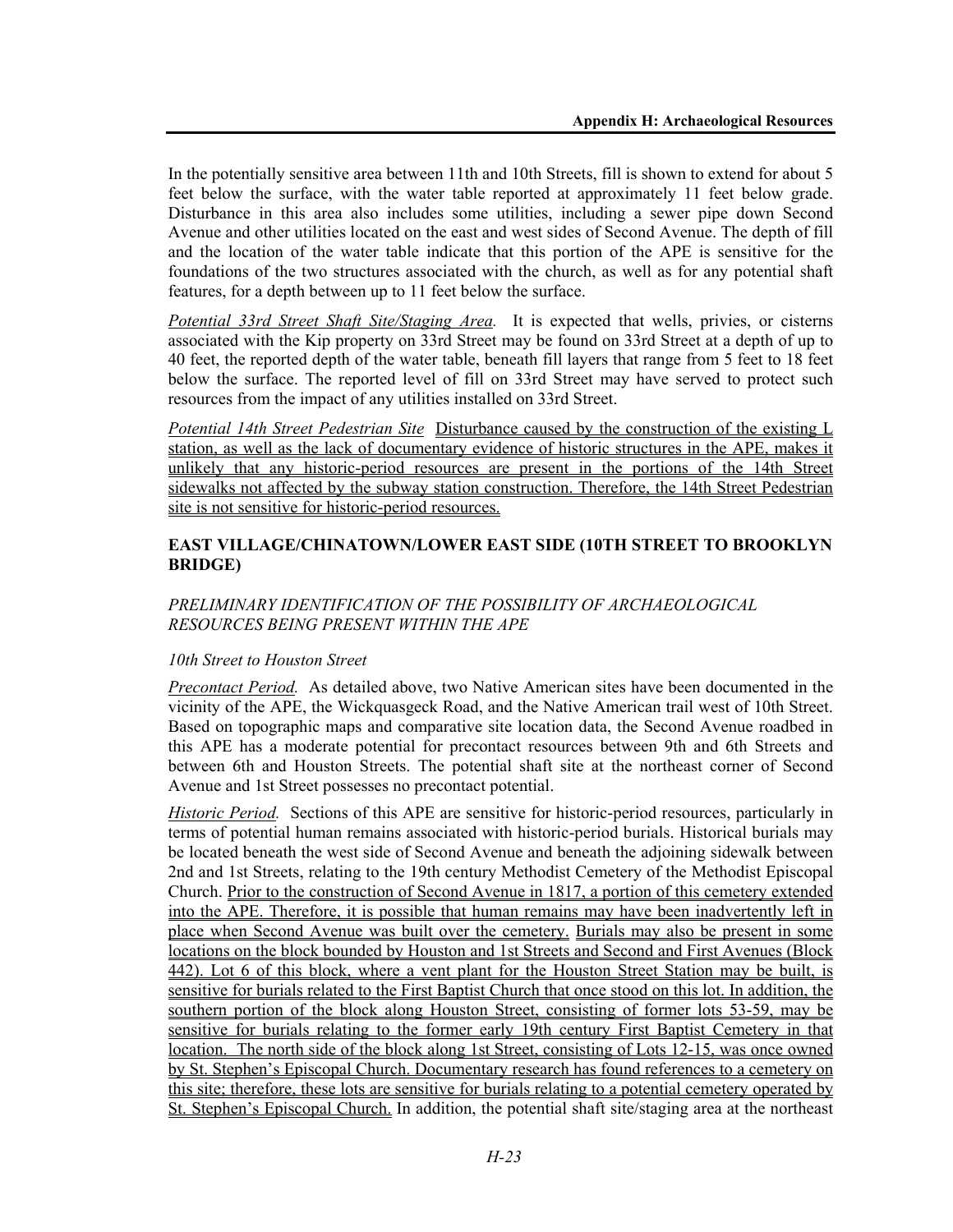In the potentially sensitive area between 11th and 10th Streets, fill is shown to extend for about 5 feet below the surface, with the water table reported at approximately 11 feet below grade. Disturbance in this area also includes some utilities, including a sewer pipe down Second Avenue and other utilities located on the east and west sides of Second Avenue. The depth of fill and the location of the water table indicate that this portion of the APE is sensitive for the foundations of the two structures associated with the church, as well as for any potential shaft features, for a depth between up to 11 feet below the surface.

*Potential 33rd Street Shaft Site/Staging Area.* It is expected that wells, privies, or cisterns associated with the Kip property on 33rd Street may be found on 33rd Street at a depth of up to 40 feet, the reported depth of the water table, beneath fill layers that range from 5 feet to 18 feet below the surface. The reported level of fill on 33rd Street may have served to protect such resources from the impact of any utilities installed on 33rd Street.

*Potential 14th Street Pedestrian Site* Disturbance caused by the construction of the existing L station, as well as the lack of documentary evidence of historic structures in the APE, makes it unlikely that any historic-period resources are present in the portions of the 14th Street sidewalks not affected by the subway station construction. Therefore, the 14th Street Pedestrian site is not sensitive for historic-period resources.

### EAST VILLAGE/CHINATOWN/LOWER EAST SIDE (10TH STREET TO BROOKLYN BRIDGE)

#### *PRELIMINARY IDENTIFICATION OF THE POSSIBILITY OF ARCHAEOLOGICAL RESOURCES BEING PRESENT WITHIN THE APE*

*10th Street to Houston Street*

*Precontact Period.* As detailed above, two Native American sites have been documented in the vicinity of the APE, the Wickquasgeck Road, and the Native American trail west of 10th Street. Based on topographic maps and comparative site location data, the Second Avenue roadbed in this APE has a moderate potential for precontact resources between 9th and 6th Streets and between 6th and Houston Streets. The potential shaft site at the northeast corner of Second Avenue and 1st Street possesses no precontact potential.

*Historic Period.* Sections of this APE are sensitive for historic-period resources, particularly in terms of potential human remains associated with historic-period burials. Historical burials may be located beneath the west side of Second Avenue and beneath the adjoining sidewalk between 2nd and 1st Streets, relating to the 19th century Methodist Cemetery of the Methodist Episcopal Church. Prior to the construction of Second Avenue in 1817, a portion of this cemetery extended into the APE. Therefore, it is possible that human remains may have been inadvertently left in place when Second Avenue was built over the cemetery. Burials may also be present in some locations on the block bounded by Houston and 1st Streets and Second and First Avenues (Block 442). Lot 6 of this block, where a vent plant for the Houston Street Station may be built, is sensitive for burials related to the First Baptist Church that once stood on this lot. In addition, the southern portion of the block along Houston Street, consisting of former lots 53-59, may be sensitive for burials relating to the former early 19th century First Baptist Cemetery in that location. The north side of the block along 1st Street, consisting of Lots 12-15, was once owned by St. Stephen's Episcopal Church. Documentary research has found references to a cemetery on this site; therefore, these lots are sensitive for burials relating to a potential cemetery operated by St. Stephen's Episcopal Church. In addition, the potential shaft site/staging area at the northeast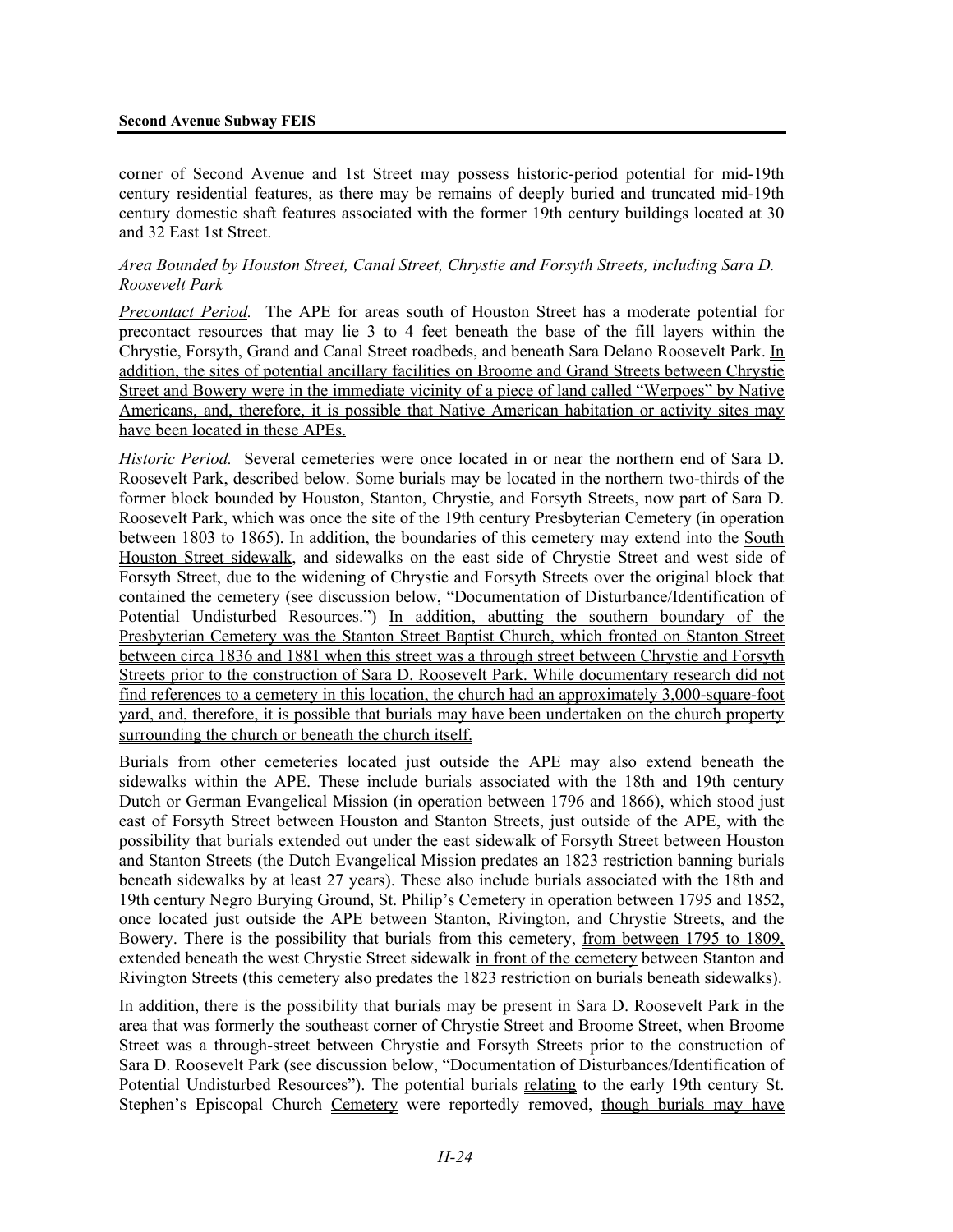corner of Second Avenue and 1st Street may possess historic-period potential for mid-19th century residential features, as there may be remains of deeply buried and truncated mid-19th century domestic shaft features associated with the former 19th century buildings located at 30 and 32 East 1st Street.

*Area Bounded by Houston Street, Canal Street, Chrystie and Forsyth Streets, including Sara D. Roosevelt Park*

*Precontact Period.* The APE for areas south of Houston Street has a moderate potential for precontact resources that may lie 3 to 4 feet beneath the base of the fill layers within the Chrystie, Forsyth, Grand and Canal Street roadbeds, and beneath Sara Delano Roosevelt Park. In addition, the sites of potential ancillary facilities on Broome and Grand Streets between Chrystie Street and Bowery were in the immediate vicinity of a piece of land called "Werpoes" by Native Americans, and, therefore, it is possible that Native American habitation or activity sites may have been located in these APEs.

*Historic Period.* Several cemeteries were once located in or near the northern end of Sara D. Roosevelt Park, described below. Some burials may be located in the northern two-thirds of the former block bounded by Houston, Stanton, Chrystie, and Forsyth Streets, now part of Sara D. Roosevelt Park, which was once the site of the 19th century Presbyterian Cemetery (in operation between 1803 to 1865). In addition, the boundaries of this cemetery may extend into the South Houston Street sidewalk, and sidewalks on the east side of Chrystie Street and west side of Forsyth Street, due to the widening of Chrystie and Forsyth Streets over the original block that contained the cemetery (see discussion below, "Documentation of Disturbance/Identification of Potential Undisturbed Resources.") In addition, abutting the southern boundary of the Presbyterian Cemetery was the Stanton Street Baptist Church, which fronted on Stanton Street between circa 1836 and 1881 when this street was a through street between Chrystie and Forsyth Streets prior to the construction of Sara D. Roosevelt Park. While documentary research did not find references to a cemetery in this location, the church had an approximately 3,000-square-foot yard, and, therefore, it is possible that burials may have been undertaken on the church property surrounding the church or beneath the church itself.

Burials from other cemeteries located just outside the APE may also extend beneath the sidewalks within the APE. These include burials associated with the 18th and 19th century Dutch or German Evangelical Mission (in operation between 1796 and 1866), which stood just east of Forsyth Street between Houston and Stanton Streets, just outside of the APE, with the possibility that burials extended out under the east sidewalk of Forsyth Street between Houston and Stanton Streets (the Dutch Evangelical Mission predates an 1823 restriction banning burials beneath sidewalks by at least 27 years). These also include burials associated with the 18th and 19th century Negro Burying Ground, St. Philip's Cemetery in operation between 1795 and 1852, once located just outside the APE between Stanton, Rivington, and Chrystie Streets, and the Bowery. There is the possibility that burials from this cemetery, from between 1795 to 1809, extended beneath the west Chrystie Street sidewalk in front of the cemetery between Stanton and Rivington Streets (this cemetery also predates the 1823 restriction on burials beneath sidewalks).

In addition, there is the possibility that burials may be present in Sara D. Roosevelt Park in the area that was formerly the southeast corner of Chrystie Street and Broome Street, when Broome Street was a through-street between Chrystie and Forsyth Streets prior to the construction of Sara D. Roosevelt Park (see discussion below, "Documentation of Disturbances/Identification of Potential Undisturbed Resources"). The potential burials relating to the early 19th century St. Stephen's Episcopal Church Cemetery were reportedly removed, though burials may have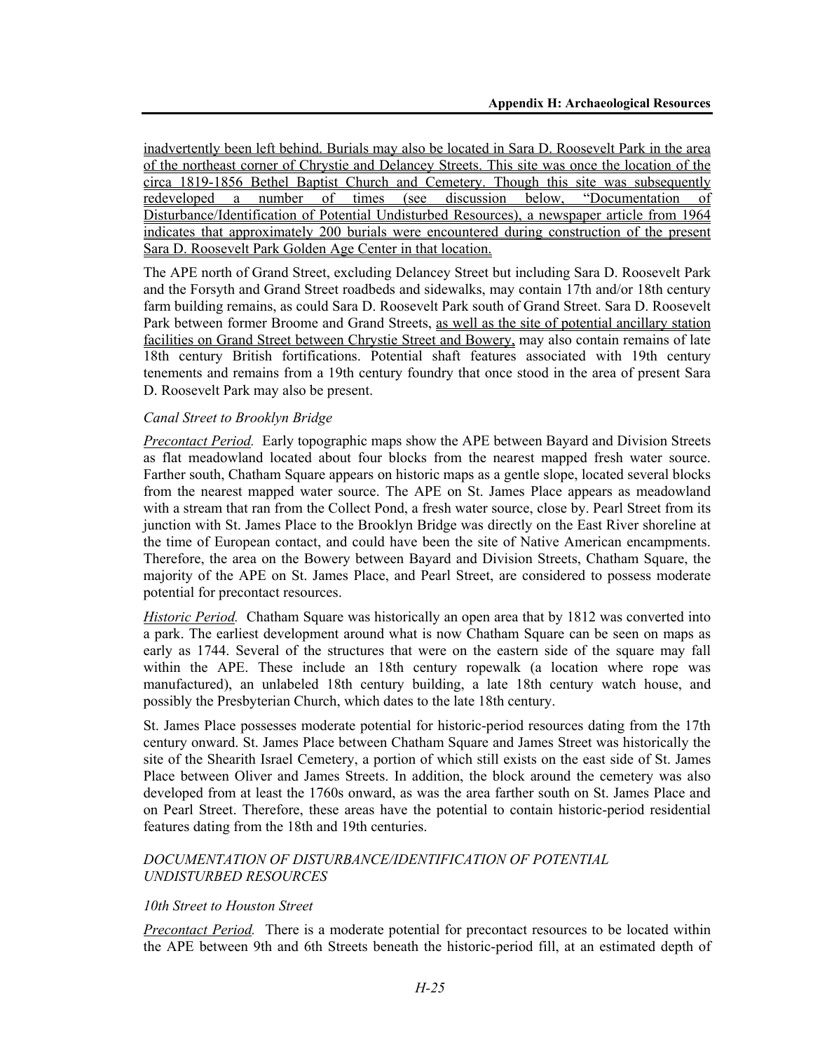inadvertently been left behind. Burials may also be located in Sara D. Roosevelt Park in the area of the northeast corner of Chrystie and Delancey Streets. This site was once the location of the circa 1819-1856 Bethel Baptist Church and Cemetery. Though this site was subsequently redeveloped a number of times (see discussion below, "Documentation of Disturbance/Identification of Potential Undisturbed Resources), a newspaper article from 1964 indicates that approximately 200 burials were encountered during construction of the present Sara D. Roosevelt Park Golden Age Center in that location.

The APE north of Grand Street, excluding Delancey Street but including Sara D. Roosevelt Park and the Forsyth and Grand Street roadbeds and sidewalks, may contain 17th and/or 18th century farm building remains, as could Sara D. Roosevelt Park south of Grand Street. Sara D. Roosevelt Park between former Broome and Grand Streets, as well as the site of potential ancillary station facilities on Grand Street between Chrystie Street and Bowery, may also contain remains of late 18th century British fortifications. Potential shaft features associated with 19th century tenements and remains from a 19th century foundry that once stood in the area of present Sara D. Roosevelt Park may also be present.

*Canal Street to Brooklyn Bridge*

*Precontact Period.* Early topographic maps show the APE between Bayard and Division Streets as flat meadowland located about four blocks from the nearest mapped fresh water source. Farther south, Chatham Square appears on historic maps as a gentle slope, located several blocks from the nearest mapped water source. The APE on St. James Place appears as meadowland with a stream that ran from the Collect Pond, a fresh water source, close by. Pearl Street from its junction with St. James Place to the Brooklyn Bridge was directly on the East River shoreline at the time of European contact, and could have been the site of Native American encampments. Therefore, the area on the Bowery between Bayard and Division Streets, Chatham Square, the majority of the APE on St. James Place, and Pearl Street, are considered to possess moderate potential for precontact resources.

*Historic Period.* Chatham Square was historically an open area that by 1812 was converted into a park. The earliest development around what is now Chatham Square can be seen on maps as early as 1744. Several of the structures that were on the eastern side of the square may fall within the APE. These include an 18th century ropewalk (a location where rope was manufactured), an unlabeled 18th century building, a late 18th century watch house, and possibly the Presbyterian Church, which dates to the late 18th century.

St. James Place possesses moderate potential for historic-period resources dating from the 17th century onward. St. James Place between Chatham Square and James Street was historically the site of the Shearith Israel Cemetery, a portion of which still exists on the east side of St. James Place between Oliver and James Streets. In addition, the block around the cemetery was also developed from at least the 1760s onward, as was the area farther south on St. James Place and on Pearl Street. Therefore, these areas have the potential to contain historic-period residential features dating from the 18th and 19th centuries.

### *DOCUMENTATION OF DISTURBANCE/IDENTIFICATION OF POTENTIAL UNDISTURBED RESOURCES*

*10th Street to Houston Street*

*Precontact Period.* There is a moderate potential for precontact resources to be located within the APE between 9th and 6th Streets beneath the historic-period fill, at an estimated depth of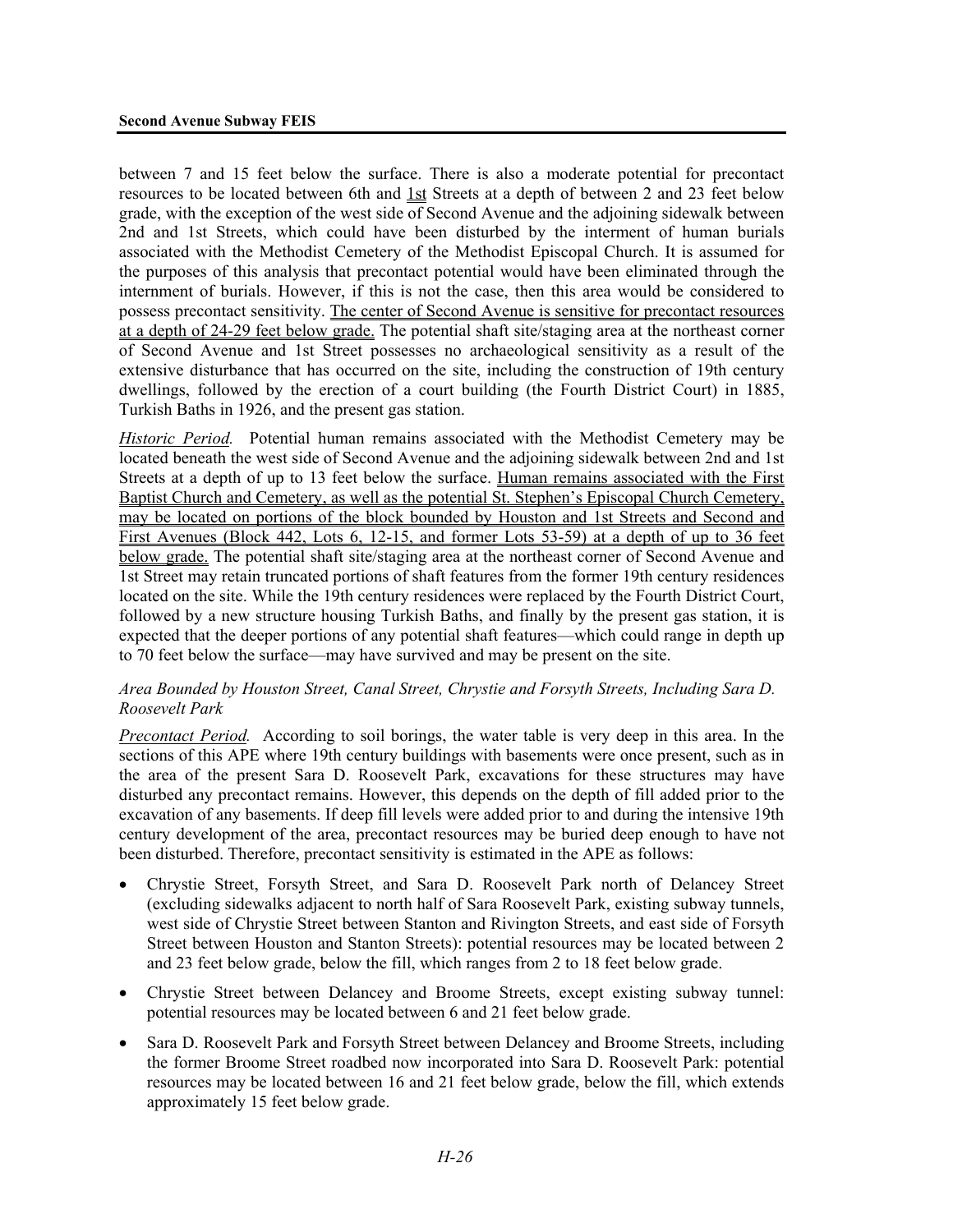between 7 and 15 feet below the surface. There is also a moderate potential for precontact resources to be located between 6th and 1st Streets at a depth of between 2 and 23 feet below grade, with the exception of the west side of Second Avenue and the adjoining sidewalk between 2nd and 1st Streets, which could have been disturbed by the interment of human burials associated with the Methodist Cemetery of the Methodist Episcopal Church. It is assumed for the purposes of this analysis that precontact potential would have been eliminated through the internment of burials. However, if this is not the case, then this area would be considered to possess precontact sensitivity. The center of Second Avenue is sensitive for precontact resources at a depth of 24-29 feet below grade. The potential shaft site/staging area at the northeast corner of Second Avenue and 1st Street possesses no archaeological sensitivity as a result of the extensive disturbance that has occurred on the site, including the construction of 19th century dwellings, followed by the erection of a court building (the Fourth District Court) in 1885, Turkish Baths in 1926, and the present gas station.

*Historic Period.* Potential human remains associated with the Methodist Cemetery may be located beneath the west side of Second Avenue and the adjoining sidewalk between 2nd and 1st Streets at a depth of up to 13 feet below the surface. Human remains associated with the First Baptist Church and Cemetery, as well as the potential St. Stephen's Episcopal Church Cemetery, may be located on portions of the block bounded by Houston and 1st Streets and Second and First Avenues (Block 442, Lots 6, 12-15, and former Lots 53-59) at a depth of up to 36 feet below grade. The potential shaft site/staging area at the northeast corner of Second Avenue and 1st Street may retain truncated portions of shaft features from the former 19th century residences located on the site. While the 19th century residences were replaced by the Fourth District Court, followed by a new structure housing Turkish Baths, and finally by the present gas station, it is expected that the deeper portions of any potential shaft features—which could range in depth up to 70 feet below the surface—may have survived and may be present on the site.

*Area Bounded by Houston Street, Canal Street, Chrystie and Forsyth Streets, Including Sara D. Roosevelt Park*

*Precontact Period.* According to soil borings, the water table is very deep in this area. In the sections of this APE where 19th century buildings with basements were once present, such as in the area of the present Sara D. Roosevelt Park, excavations for these structures may have disturbed any precontact remains. However, this depends on the depth of fill added prior to the excavation of any basements. If deep fill levels were added prior to and during the intensive 19th century development of the area, precontact resources may be buried deep enough to have not been disturbed. Therefore, precontact sensitivity is estimated in the APE as follows:

- Chrystie Street, Forsyth Street, and Sara D. Roosevelt Park north of Delancey Street (excluding sidewalks adjacent to north half of Sara Roosevelt Park, existing subway tunnels, west side of Chrystie Street between Stanton and Rivington Streets, and east side of Forsyth Street between Houston and Stanton Streets): potential resources may be located between 2 and 23 feet below grade, below the fill, which ranges from 2 to 18 feet below grade.
- Chrystie Street between Delancey and Broome Streets, except existing subway tunnel: potential resources may be located between 6 and 21 feet below grade.
- Sara D. Roosevelt Park and Forsyth Street between Delancey and Broome Streets, including the former Broome Street roadbed now incorporated into Sara D. Roosevelt Park: potential resources may be located between 16 and 21 feet below grade, below the fill, which extends approximately 15 feet below grade.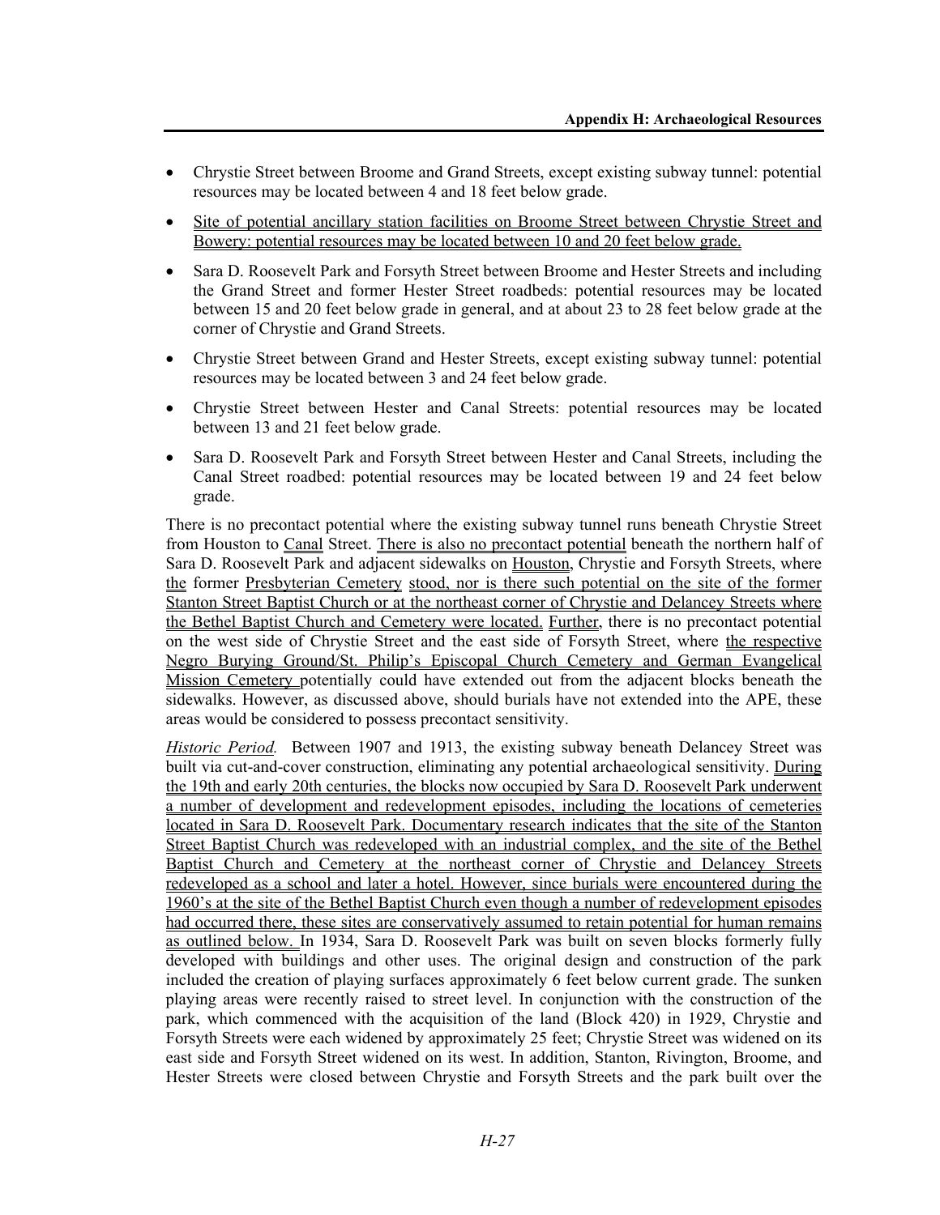- Chrystie Street between Broome and Grand Streets, except existing subway tunnel: potential resources may be located between 4 and 18 feet below grade.
- Site of potential ancillary station facilities on Broome Street between Chrystie Street and Bowery: potential resources may be located between 10 and 20 feet below grade.
- Sara D. Roosevelt Park and Forsyth Street between Broome and Hester Streets and including the Grand Street and former Hester Street roadbeds: potential resources may be located between 15 and 20 feet below grade in general, and at about 23 to 28 feet below grade at the corner of Chrystie and Grand Streets.
- Chrystie Street between Grand and Hester Streets, except existing subway tunnel: potential resources may be located between 3 and 24 feet below grade.
- Chrystie Street between Hester and Canal Streets: potential resources may be located between 13 and 21 feet below grade.
- Sara D. Roosevelt Park and Forsyth Street between Hester and Canal Streets, including the Canal Street roadbed: potential resources may be located between 19 and 24 feet below grade.

There is no precontact potential where the existing subway tunnel runs beneath Chrystie Street from Houston to Canal Street. There is also no precontact potential beneath the northern half of Sara D. Roosevelt Park and adjacent sidewalks on Houston, Chrystie and Forsyth Streets, where the former Presbyterian Cemetery stood, nor is there such potential on the site of the former Stanton Street Baptist Church or at the northeast corner of Chrystie and Delancey Streets where the Bethel Baptist Church and Cemetery were located. Further, there is no precontact potential on the west side of Chrystie Street and the east side of Forsyth Street, where the respective Negro Burying Ground/St. Philip's Episcopal Church Cemetery and German Evangelical Mission Cemetery potentially could have extended out from the adjacent blocks beneath the sidewalks. However, as discussed above, should burials have not extended into the APE, these areas would be considered to possess precontact sensitivity.

*Historic Period.* Between 1907 and 1913, the existing subway beneath Delancey Street was built via cut-and-cover construction, eliminating any potential archaeological sensitivity. During the 19th and early 20th centuries, the blocks now occupied by Sara D. Roosevelt Park underwent a number of development and redevelopment episodes, including the locations of cemeteries located in Sara D. Roosevelt Park. Documentary research indicates that the site of the Stanton Street Baptist Church was redeveloped with an industrial complex, and the site of the Bethel Baptist Church and Cemetery at the northeast corner of Chrystie and Delancey Streets redeveloped as a school and later a hotel. However, since burials were encountered during the 1960's at the site of the Bethel Baptist Church even though a number of redevelopment episodes had occurred there, these sites are conservatively assumed to retain potential for human remains as outlined below. In 1934, Sara D. Roosevelt Park was built on seven blocks formerly fully developed with buildings and other uses. The original design and construction of the park included the creation of playing surfaces approximately 6 feet below current grade. The sunken playing areas were recently raised to street level. In conjunction with the construction of the park, which commenced with the acquisition of the land (Block 420) in 1929, Chrystie and Forsyth Streets were each widened by approximately 25 feet; Chrystie Street was widened on its east side and Forsyth Street widened on its west. In addition, Stanton, Rivington, Broome, and Hester Streets were closed between Chrystie and Forsyth Streets and the park built over the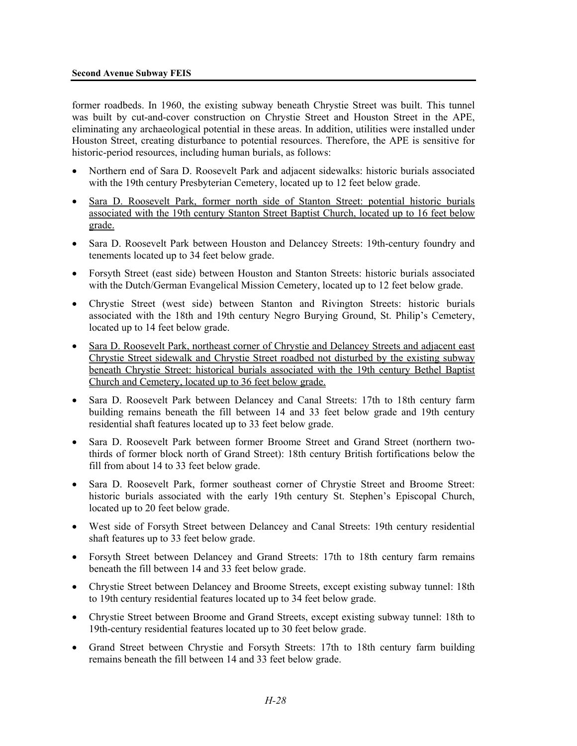former roadbeds. In 1960, the existing subway beneath Chrystie Street was built. This tunnel was built by cut-and-cover construction on Chrystie Street and Houston Street in the APE, eliminating any archaeological potential in these areas. In addition, utilities were installed under Houston Street, creating disturbance to potential resources. Therefore, the APE is sensitive for historic-period resources, including human burials, as follows:

- Northern end of Sara D. Roosevelt Park and adjacent sidewalks: historic burials associated with the 19th century Presbyterian Cemetery, located up to 12 feet below grade.
- <u>Sara D. Roosevelt Park, former north side of Stanton Street: potential historic burials associated with the 19th century Stanton Street Baptist Church, located up to 16 feet below grade.</u>
- Sara D. Roosevelt Park between Houston and Delancey Streets: 19th-century foundry and tenements located up to 34 feet below grade.
- Forsyth Street (east side) between Houston and Stanton Streets: historic burials associated with the Dutch/German Evangelical Mission Cemetery, located up to 12 feet below grade.
- Chrystie Street (west side) between Stanton and Rivington Streets: historic burials associated with the 18th and 19th century Negro Burying Ground, St. Philip's Cemetery, located up to 14 feet below grade.
- <u>Sara D. Roosevelt Park, northeast corner of Chrystie and Delancey Streets and adjacent east Chrystie Street sidewalk and Chrystie Street roadbed not disturbed by the existing subway beneath Chrystie Street: historical burials associated with the 19th century Bethel Baptist Church and Cemetery, located up to 36 feet below grade.</u>
- Sara D. Roosevelt Park between Delancey and Canal Streets: 17th to 18th century farm building remains beneath the fill between 14 and 33 feet below grade and 19th century residential shaft features located up to 33 feet below grade.
- Sara D. Roosevelt Park between former Broome Street and Grand Street (northern two-thirds of former block north of Grand Street): 18th century British fortifications below the fill from about 14 to 33 feet below grade.
- Sara D. Roosevelt Park, former southeast corner of Chrystie Street and Broome Street: historic burials associated with the early 19th century St. Stephen's Episcopal Church, located up to 20 feet below grade.
- West side of Forsyth Street between Delancey and Canal Streets: 19th century residential shaft features up to 33 feet below grade.
- Forsyth Street between Delancey and Grand Streets: 17th to 18th century farm remains beneath the fill between 14 and 33 feet below grade.
- Chrystie Street between Delancey and Broome Streets, except existing subway tunnel: 18th to 19th century residential features located up to 34 feet below grade.
- Chrystie Street between Broome and Grand Streets, except existing subway tunnel: 18th to 19th-century residential features located up to 30 feet below grade.
- Grand Street between Chrystie and Forsyth Streets: 17th to 18th century farm building remains beneath the fill between 14 and 33 feet below grade.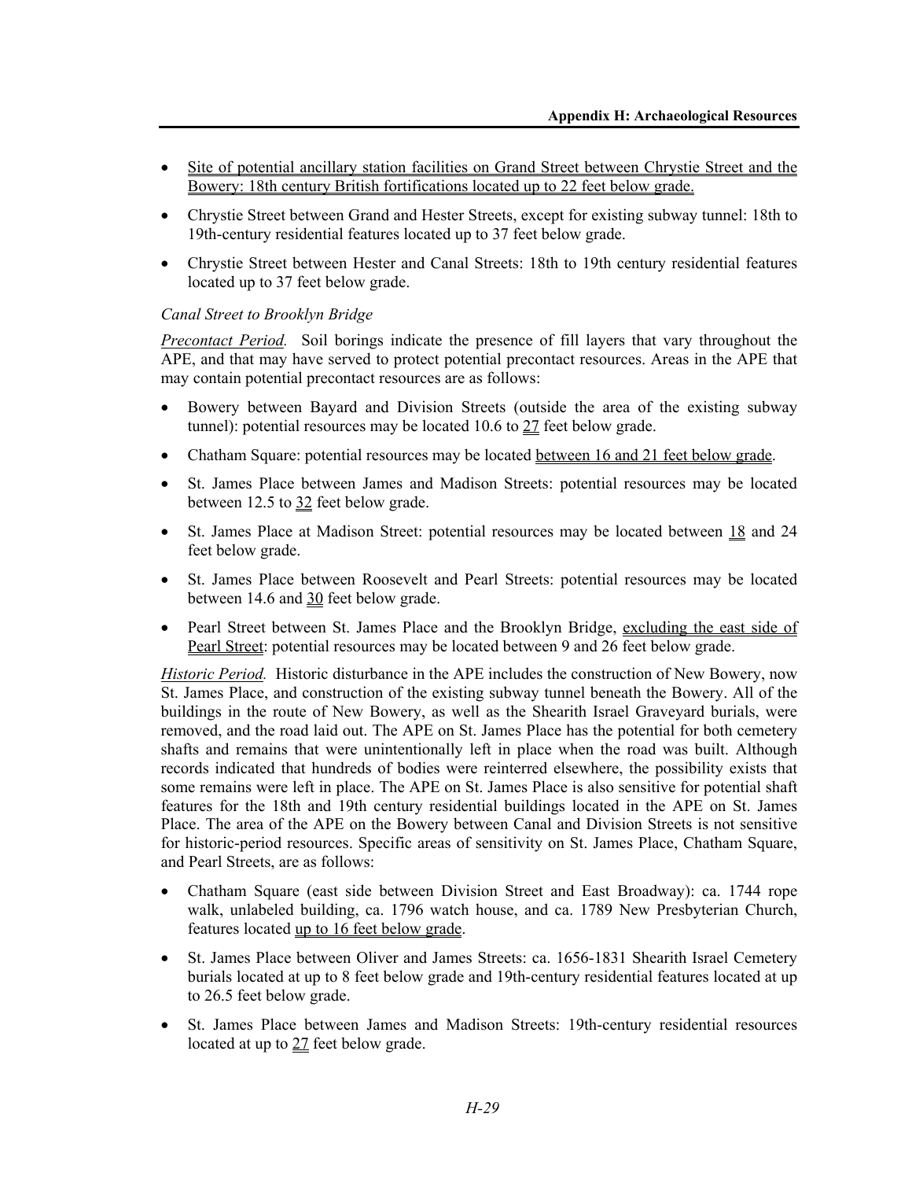- Site of potential ancillary station facilities on Grand Street between Chrystie Street and the Bowery: 18th century British fortifications located up to 22 feet below grade.
- Chrystie Street between Grand and Hester Streets, except for existing subway tunnel: 18th to 19th-century residential features located up to 37 feet below grade.
- Chrystie Street between Hester and Canal Streets: 18th to 19th century residential features located up to 37 feet below grade.

*Canal Street to Brooklyn Bridge*

*Precontact Period.* Soil borings indicate the presence of fill layers that vary throughout the APE, and that may have served to protect potential precontact resources. Areas in the APE that may contain potential precontact resources are as follows:

- Bowery between Bayard and Division Streets (outside the area of the existing subway tunnel): potential resources may be located 10.6 to 27 feet below grade.
- Chatham Square: potential resources may be located between 16 and 21 feet below grade.
- St. James Place between James and Madison Streets: potential resources may be located between 12.5 to 32 feet below grade.
- St. James Place at Madison Street: potential resources may be located between 18 and 24 feet below grade.
- St. James Place between Roosevelt and Pearl Streets: potential resources may be located between 14.6 and 30 feet below grade.
- Pearl Street between St. James Place and the Brooklyn Bridge, excluding the east side of Pearl Street: potential resources may be located between 9 and 26 feet below grade.

*Historic Period.* Historic disturbance in the APE includes the construction of New Bowery, now St. James Place, and construction of the existing subway tunnel beneath the Bowery. All of the buildings in the route of New Bowery, as well as the Shearith Israel Graveyard burials, were removed, and the road laid out. The APE on St. James Place has the potential for both cemetery shafts and remains that were unintentionally left in place when the road was built. Although records indicated that hundreds of bodies were reinterred elsewhere, the possibility exists that some remains were left in place. The APE on St. James Place is also sensitive for potential shaft features for the 18th and 19th century residential buildings located in the APE on St. James Place. The area of the APE on the Bowery between Canal and Division Streets is not sensitive for historic-period resources. Specific areas of sensitivity on St. James Place, Chatham Square, and Pearl Streets, are as follows:

- Chatham Square (east side between Division Street and East Broadway): ca. 1744 rope walk, unlabeled building, ca. 1796 watch house, and ca. 1789 New Presbyterian Church, features located up to 16 feet below grade.
- St. James Place between Oliver and James Streets: ca. 1656-1831 Shearith Israel Cemetery burials located at up to 8 feet below grade and 19th-century residential features located at up to 26.5 feet below grade.
- St. James Place between James and Madison Streets: 19th-century residential resources located at up to 27 feet below grade.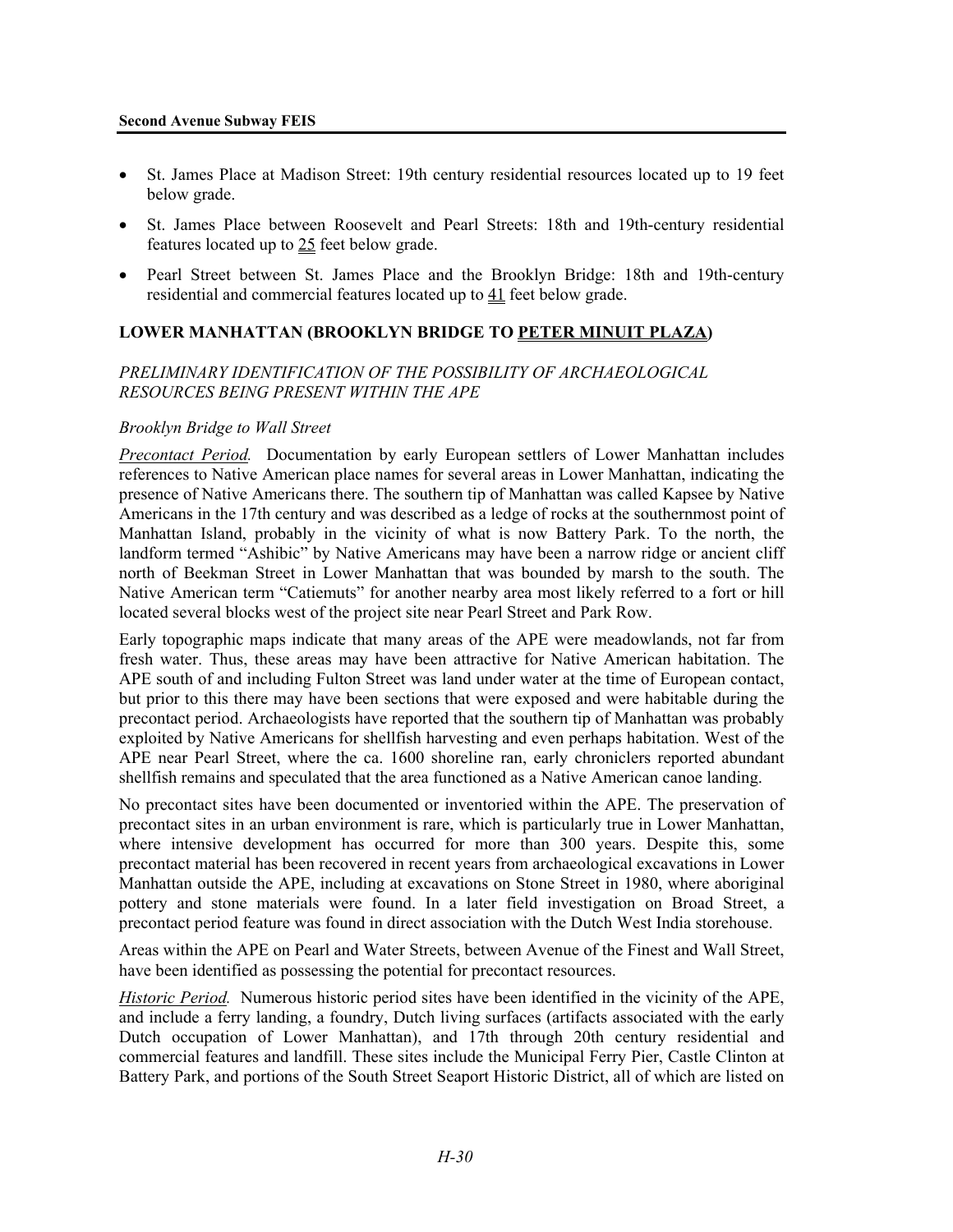- St. James Place at Madison Street: 19th century residential resources located up to 19 feet below grade.
- St. James Place between Roosevelt and Pearl Streets: 18th and 19th-century residential features located up to 25 feet below grade.
- Pearl Street between St. James Place and the Brooklyn Bridge: 18th and 19th-century residential and commercial features located up to 41 feet below grade.

## LOWER MANHATTAN (BROOKLYN BRIDGE TO PETER MINUIT PLAZA)

### *PRELIMINARY IDENTIFICATION OF THE POSSIBILITY OF ARCHAEOLOGICAL RESOURCES BEING PRESENT WITHIN THE APE*

#### *Brooklyn Bridge to Wall Street*

*Precontact Period.* Documentation by early European settlers of Lower Manhattan includes references to Native American place names for several areas in Lower Manhattan, indicating the presence of Native Americans there. The southern tip of Manhattan was called Kapsee by Native Americans in the 17th century and was described as a ledge of rocks at the southernmost point of Manhattan Island, probably in the vicinity of what is now Battery Park. To the north, the landform termed "Ashibic" by Native Americans may have been a narrow ridge or ancient cliff north of Beekman Street in Lower Manhattan that was bounded by marsh to the south. The Native American term "Catiemuts" for another nearby area most likely referred to a fort or hill located several blocks west of the project site near Pearl Street and Park Row.

Early topographic maps indicate that many areas of the APE were meadowlands, not far from fresh water. Thus, these areas may have been attractive for Native American habitation. The APE south of and including Fulton Street was land under water at the time of European contact, but prior to this there may have been sections that were exposed and were habitable during the precontact period. Archaeologists have reported that the southern tip of Manhattan was probably exploited by Native Americans for shellfish harvesting and even perhaps habitation. West of the APE near Pearl Street, where the ca. 1600 shoreline ran, early chroniclers reported abundant shellfish remains and speculated that the area functioned as a Native American canoe landing.

No precontact sites have been documented or inventoried within the APE. The preservation of precontact sites in an urban environment is rare, which is particularly true in Lower Manhattan, where intensive development has occurred for more than 300 years. Despite this, some precontact material has been recovered in recent years from archaeological excavations in Lower Manhattan outside the APE, including at excavations on Stone Street in 1980, where aboriginal pottery and stone materials were found. In a later field investigation on Broad Street, a precontact period feature was found in direct association with the Dutch West India storehouse.

Areas within the APE on Pearl and Water Streets, between Avenue of the Finest and Wall Street, have been identified as possessing the potential for precontact resources.

*Historic Period.* Numerous historic period sites have been identified in the vicinity of the APE, and include a ferry landing, a foundry, Dutch living surfaces (artifacts associated with the early Dutch occupation of Lower Manhattan), and 17th through 20th century residential and commercial features and landfill. These sites include the Municipal Ferry Pier, Castle Clinton at Battery Park, and portions of the South Street Seaport Historic District, all of which are listed on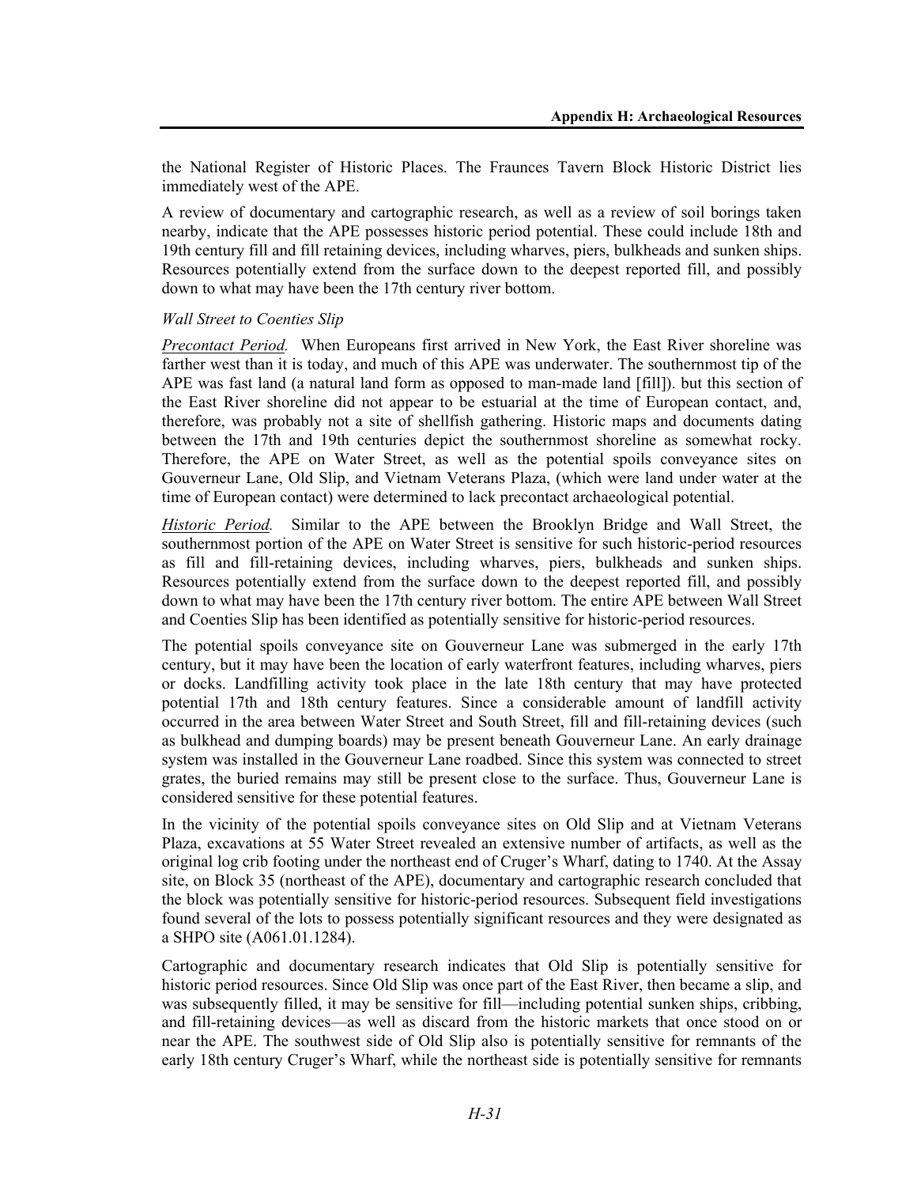the National Register of Historic Places. The Fraunces Tavern Block Historic District lies immediately west of the APE.

A review of documentary and cartographic research, as well as a review of soil borings taken nearby, indicate that the APE possesses historic period potential. These could include 18th and 19th century fill and fill retaining devices, including wharves, piers, bulkheads and sunken ships. Resources potentially extend from the surface down to the deepest reported fill, and possibly down to what may have been the 17th century river bottom.

*Wall Street to Coenties Slip*

*Precontact Period.* When Europeans first arrived in New York, the East River shoreline was farther west than it is today, and much of this APE was underwater. The southernmost tip of the APE was fast land (a natural land form as opposed to man-made land [fill]). but this section of the East River shoreline did not appear to be estuarial at the time of European contact, and, therefore, was probably not a site of shellfish gathering. Historic maps and documents dating between the 17th and 19th centuries depict the southernmost shoreline as somewhat rocky. Therefore, the APE on Water Street, as well as the potential spoils conveyance sites on Gouverneur Lane, Old Slip, and Vietnam Veterans Plaza, (which were land under water at the time of European contact) were determined to lack precontact archaeological potential.

*Historic Period.* Similar to the APE between the Brooklyn Bridge and Wall Street, the southernmost portion of the APE on Water Street is sensitive for such historic-period resources as fill and fill-retaining devices, including wharves, piers, bulkheads and sunken ships. Resources potentially extend from the surface down to the deepest reported fill, and possibly down to what may have been the 17th century river bottom. The entire APE between Wall Street and Coenties Slip has been identified as potentially sensitive for historic-period resources.

The potential spoils conveyance site on Gouverneur Lane was submerged in the early 17th century, but it may have been the location of early waterfront features, including wharves, piers or docks. Landfilling activity took place in the late 18th century that may have protected potential 17th and 18th century features. Since a considerable amount of landfill activity occurred in the area between Water Street and South Street, fill and fill-retaining devices (such as bulkhead and dumping boards) may be present beneath Gouverneur Lane. An early drainage system was installed in the Gouverneur Lane roadbed. Since this system was connected to street grates, the buried remains may still be present close to the surface. Thus, Gouverneur Lane is considered sensitive for these potential features.

In the vicinity of the potential spoils conveyance sites on Old Slip and at Vietnam Veterans Plaza, excavations at 55 Water Street revealed an extensive number of artifacts, as well as the original log crib footing under the northeast end of Cruger's Wharf, dating to 1740. At the Assay site, on Block 35 (northeast of the APE), documentary and cartographic research concluded that the block was potentially sensitive for historic-period resources. Subsequent field investigations found several of the lots to possess potentially significant resources and they were designated as a SHPO site (A061.01.1284).

Cartographic and documentary research indicates that Old Slip is potentially sensitive for historic period resources. Since Old Slip was once part of the East River, then became a slip, and was subsequently filled, it may be sensitive for fill—including potential sunken ships, cribbing, and fill-retaining devices—as well as discard from the historic markets that once stood on or near the APE. The southwest side of Old Slip also is potentially sensitive for remnants of the early 18th century Cruger's Wharf, while the northeast side is potentially sensitive for remnants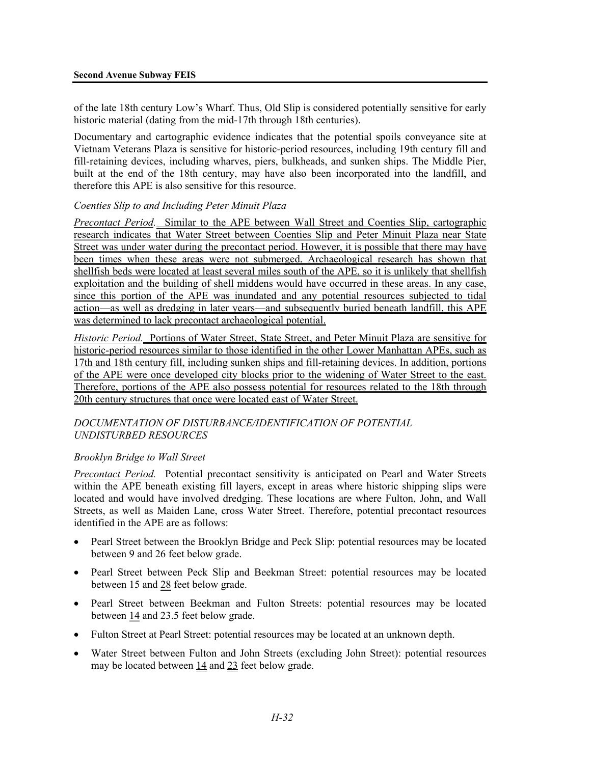of the late 18th century Low's Wharf. Thus, Old Slip is considered potentially sensitive for early historic material (dating from the mid-17th through 18th centuries).

Documentary and cartographic evidence indicates that the potential spoils conveyance site at Vietnam Veterans Plaza is sensitive for historic-period resources, including 19th century fill and fill-retaining devices, including wharves, piers, bulkheads, and sunken ships. The Middle Pier, built at the end of the 18th century, may have also been incorporated into the landfill, and therefore this APE is also sensitive for this resource.

*Coenties Slip to and Including Peter Minuit Plaza*

*Precontact Period.* Similar to the APE between Wall Street and Coenties Slip, cartographic research indicates that Water Street between Coenties Slip and Peter Minuit Plaza near State Street was under water during the precontact period. However, it is possible that there may have been times when these areas were not submerged. Archaeological research has shown that shellfish beds were located at least several miles south of the APE, so it is unlikely that shellfish exploitation and the building of shell middens would have occurred in these areas. In any case, since this portion of the APE was inundated and any potential resources subjected to tidal action—as well as dredging in later years—and subsequently buried beneath landfill, this APE was determined to lack precontact archaeological potential.

*Historic Period.* Portions of Water Street, State Street, and Peter Minuit Plaza are sensitive for historic-period resources similar to those identified in the other Lower Manhattan APEs, such as 17th and 18th century fill, including sunken ships and fill-retaining devices. In addition, portions of the APE were once developed city blocks prior to the widening of Water Street to the east. Therefore, portions of the APE also possess potential for resources related to the 18th through 20th century structures that once were located east of Water Street.

*DOCUMENTATION OF DISTURBANCE/IDENTIFICATION OF POTENTIAL UNDISTURBED RESOURCES*

*Brooklyn Bridge to Wall Street*

*Precontact Period.* Potential precontact sensitivity is anticipated on Pearl and Water Streets within the APE beneath existing fill layers, except in areas where historic shipping slips were located and would have involved dredging. These locations are where Fulton, John, and Wall Streets, as well as Maiden Lane, cross Water Street. Therefore, potential precontact resources identified in the APE are as follows:

- Pearl Street between the Brooklyn Bridge and Peck Slip: potential resources may be located between 9 and 26 feet below grade.
- Pearl Street between Peck Slip and Beekman Street: potential resources may be located between 15 and 28 feet below grade.
- Pearl Street between Beekman and Fulton Streets: potential resources may be located between 14 and 23.5 feet below grade.
- Fulton Street at Pearl Street: potential resources may be located at an unknown depth.
- Water Street between Fulton and John Streets (excluding John Street): potential resources may be located between 14 and 23 feet below grade.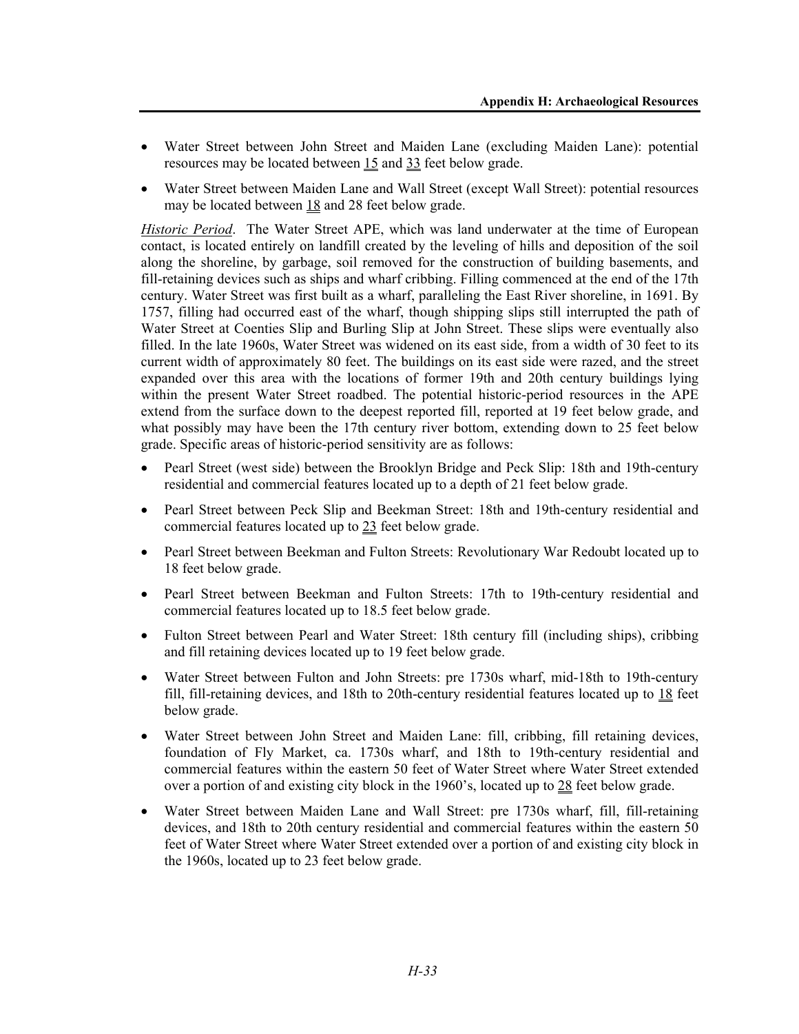- Water Street between John Street and Maiden Lane (excluding Maiden Lane): potential resources may be located between 15 and 33 feet below grade.
- Water Street between Maiden Lane and Wall Street (except Wall Street): potential resources may be located between 18 and 28 feet below grade.

*Historic Period*. The Water Street APE, which was land underwater at the time of European contact, is located entirely on landfill created by the leveling of hills and deposition of the soil along the shoreline, by garbage, soil removed for the construction of building basements, and fill-retaining devices such as ships and wharf cribbing. Filling commenced at the end of the 17th century. Water Street was first built as a wharf, paralleling the East River shoreline, in 1691. By 1757, filling had occurred east of the wharf, though shipping slips still interrupted the path of Water Street at Coenties Slip and Burling Slip at John Street. These slips were eventually also filled. In the late 1960s, Water Street was widened on its east side, from a width of 30 feet to its current width of approximately 80 feet. The buildings on its east side were razed, and the street expanded over this area with the locations of former 19th and 20th century buildings lying within the present Water Street roadbed. The potential historic-period resources in the APE extend from the surface down to the deepest reported fill, reported at 19 feet below grade, and what possibly may have been the 17th century river bottom, extending down to 25 feet below grade. Specific areas of historic-period sensitivity are as follows:

- Pearl Street (west side) between the Brooklyn Bridge and Peck Slip: 18th and 19th-century residential and commercial features located up to a depth of 21 feet below grade.
- Pearl Street between Peck Slip and Beekman Street: 18th and 19th-century residential and commercial features located up to 23 feet below grade.
- Pearl Street between Beekman and Fulton Streets: Revolutionary War Redoubt located up to 18 feet below grade.
- Pearl Street between Beekman and Fulton Streets: 17th to 19th-century residential and commercial features located up to 18.5 feet below grade.
- Fulton Street between Pearl and Water Street: 18th century fill (including ships), cribbing and fill retaining devices located up to 19 feet below grade.
- Water Street between Fulton and John Streets: pre 1730s wharf, mid-18th to 19th-century fill, fill-retaining devices, and 18th to 20th-century residential features located up to 18 feet below grade.
- Water Street between John Street and Maiden Lane: fill, cribbing, fill retaining devices, foundation of Fly Market, ca. 1730s wharf, and 18th to 19th-century residential and commercial features within the eastern 50 feet of Water Street where Water Street extended over a portion of and existing city block in the 1960's, located up to 28 feet below grade.
- Water Street between Maiden Lane and Wall Street: pre 1730s wharf, fill, fill-retaining devices, and 18th to 20th century residential and commercial features within the eastern 50 feet of Water Street where Water Street extended over a portion of and existing city block in the 1960s, located up to 23 feet below grade.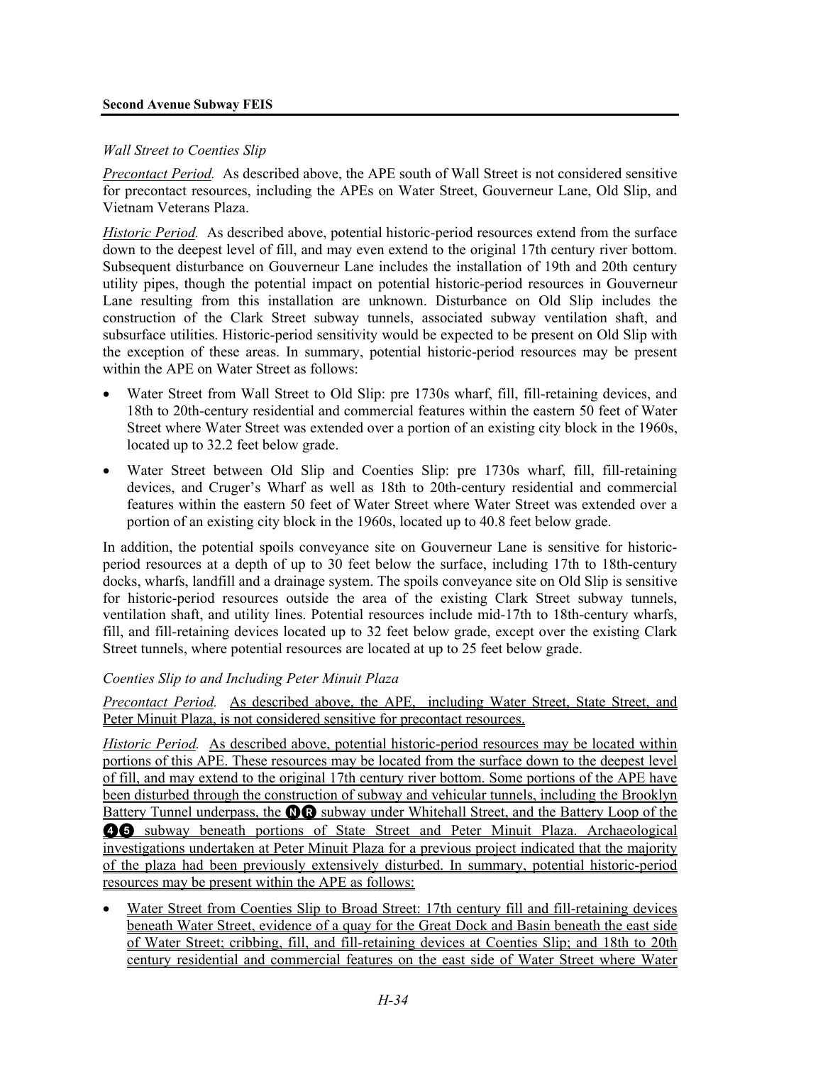*Wall Street to Coenties Slip*

*Precontact Period.* As described above, the APE south of Wall Street is not considered sensitive for precontact resources, including the APEs on Water Street, Gouverneur Lane, Old Slip, and Vietnam Veterans Plaza.

*Historic Period.* As described above, potential historic-period resources extend from the surface down to the deepest level of fill, and may even extend to the original 17th century river bottom. Subsequent disturbance on Gouverneur Lane includes the installation of 19th and 20th century utility pipes, though the potential impact on potential historic-period resources in Gouverneur Lane resulting from this installation are unknown. Disturbance on Old Slip includes the construction of the Clark Street subway tunnels, associated subway ventilation shaft, and subsurface utilities. Historic-period sensitivity would be expected to be present on Old Slip with the exception of these areas. In summary, potential historic-period resources may be present within the APE on Water Street as follows:

- Water Street from Wall Street to Old Slip: pre 1730s wharf, fill, fill-retaining devices, and 18th to 20th-century residential and commercial features within the eastern 50 feet of Water Street where Water Street was extended over a portion of an existing city block in the 1960s, located up to 32.2 feet below grade.
- Water Street between Old Slip and Coenties Slip: pre 1730s wharf, fill, fill-retaining devices, and Cruger's Wharf as well as 18th to 20th-century residential and commercial features within the eastern 50 feet of Water Street where Water Street was extended over a portion of an existing city block in the 1960s, located up to 40.8 feet below grade.

In addition, the potential spoils conveyance site on Gouverneur Lane is sensitive for historic-period resources at a depth of up to 30 feet below the surface, including 17th to 18th-century docks, wharfs, landfill and a drainage system. The spoils conveyance site on Old Slip is sensitive for historic-period resources outside the area of the existing Clark Street subway tunnels, ventilation shaft, and utility lines. Potential resources include mid-17th to 18th-century wharfs, fill, and fill-retaining devices located up to 32 feet below grade, except over the existing Clark Street tunnels, where potential resources are located at up to 25 feet below grade.

*Coenties Slip to and Including Peter Minuit Plaza*

*Precontact Period.* As described above, the APE, including Water Street, State Street, and Peter Minuit Plaza, is not considered sensitive for precontact resources.

*Historic Period.* As described above, potential historic-period resources may be located within portions of this APE. These resources may be located from the surface down to the deepest level of fill, and may extend to the original 17th century river bottom. Some portions of the APE have been disturbed through the construction of subway and vehicular tunnels, including the Brooklyn Battery Tunnel underpass, the N R subway under Whitehall Street, and the Battery Loop of the 4 5 subway beneath portions of State Street and Peter Minuit Plaza. Archaeological investigations undertaken at Peter Minuit Plaza for a previous project indicated that the majority of the plaza had been previously extensively disturbed. In summary, potential historic-period resources may be present within the APE as follows:

- Water Street from Coenties Slip to Broad Street: 17th century fill and fill-retaining devices beneath Water Street, evidence of a quay for the Great Dock and Basin beneath the east side of Water Street; cribbing, fill, and fill-retaining devices at Coenties Slip; and 18th to 20th century residential and commercial features on the east side of Water Street where Water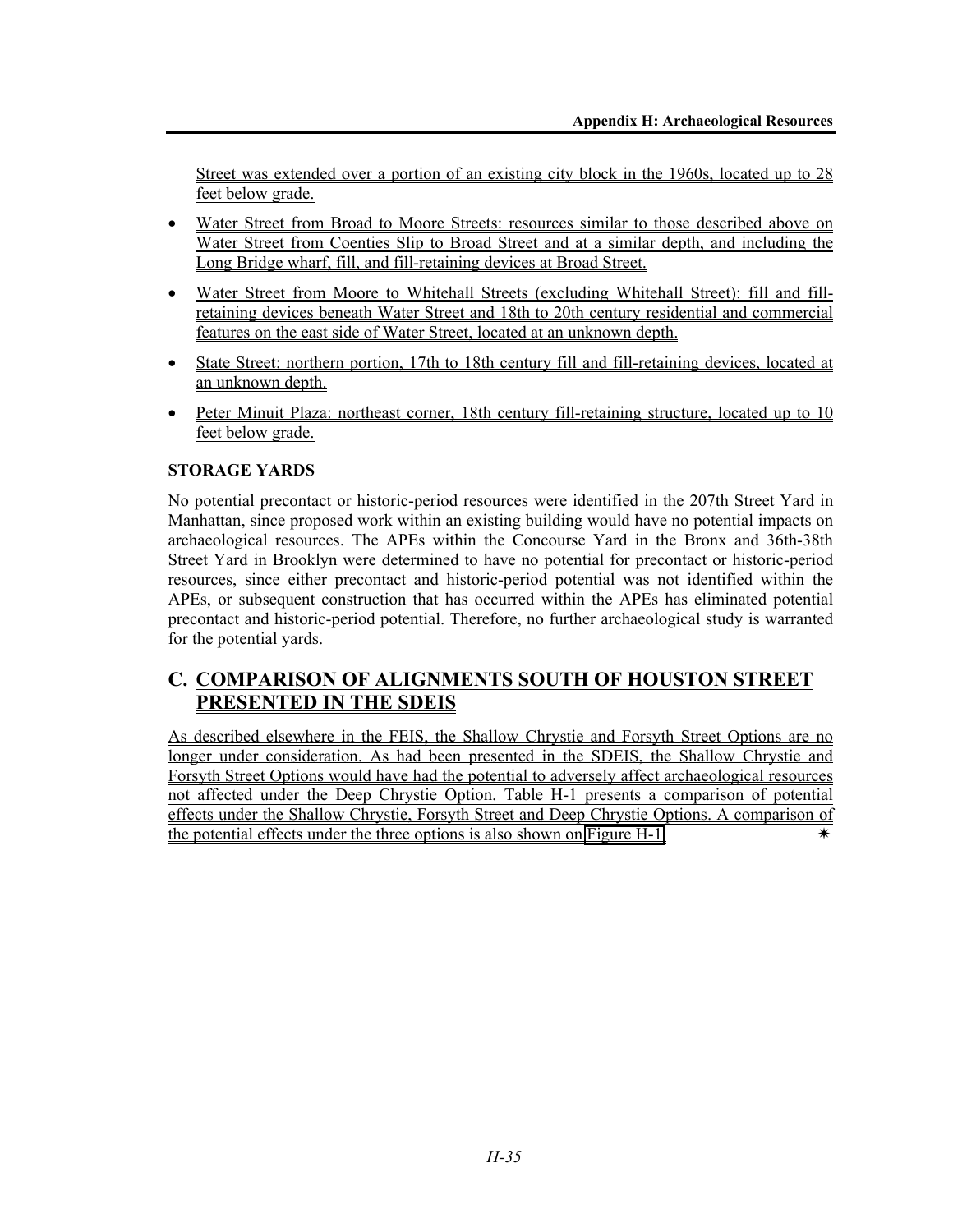Street was extended over a portion of an existing city block in the 1960s, located up to 28 feet below grade.

- Water Street from Broad to Moore Streets: resources similar to those described above on Water Street from Coenties Slip to Broad Street and at a similar depth, and including the Long Bridge wharf, fill, and fill-retaining devices at Broad Street.
- Water Street from Moore to Whitehall Streets (excluding Whitehall Street): fill and fill-retaining devices beneath Water Street and 18th to 20th century residential and commercial features on the east side of Water Street, located at an unknown depth.
- State Street: northern portion, 17th to 18th century fill and fill-retaining devices, located at an unknown depth.
- Peter Minuit Plaza: northeast corner, 18th century fill-retaining structure, located up to 10 feet below grade.

### STORAGE YARDS

No potential precontact or historic-period resources were identified in the 207th Street Yard in Manhattan, since proposed work within an existing building would have no potential impacts on archaeological resources. The APEs within the Concourse Yard in the Bronx and 36th-38th Street Yard in Brooklyn were determined to have no potential for precontact or historic-period resources, since either precontact and historic-period potential was not identified within the APEs, or subsequent construction that has occurred within the APEs has eliminated potential precontact and historic-period potential. Therefore, no further archaeological study is warranted for the potential yards.

## C. COMPARISON OF ALIGNMENTS SOUTH OF HOUSTON STREET PRESENTED IN THE SDEIS

As described elsewhere in the FEIS, the Shallow Chrystie and Forsyth Street Options are no longer under consideration. As had been presented in the SDEIS, the Shallow Chrystie and Forsyth Street Options would have had the potential to adversely affect archaeological resources not affected under the Deep Chrystie Option. Table H-1 presents a comparison of potential effects under the Shallow Chrystie, Forsyth Street and Deep Chrystie Options. A comparison of the potential effects under the three options is also shown on Figure H-1. *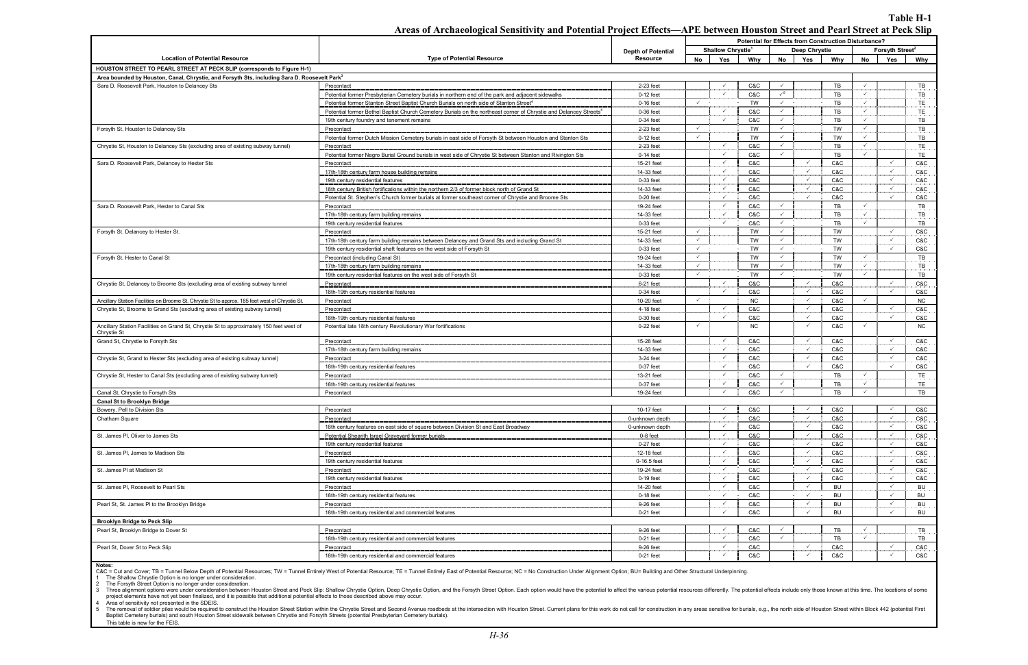**Table H-1**

# Areas of Archaeological Sensitivity and Potential Project Effects—APE between Houston Street and Pearl Street at Peck Slip

| Location of Potential Resource | Type of Potential Resource | Depth of Potential Resource | Potential for Effects from Construction Disturbance? | | | | | | | | |
|---|---|---|---|---|---|---|---|---|---|---|---|
| | | | Shallow Chrystie[1] | | | Deep Chrystie | | | Forsyth Street[2] | | |
| | | | No | Yes | Why | No | Yes | Why | No | Yes | Why |
| **HOUSTON STREET TO PEARL STREET AT PECK SLIP (corresponds to Figure H-1)** | | | | | | | | | | | |
| **Area bounded by Houston, Canal, Chrystie, and Forsyth Sts, including Sara D. Roosevelt Park[3]** | | | | | | | | | | | |
| Sara D. Roosevelt Park, Houston to Delancey Sts | Precontact | 2-23 feet | | ✓ | C&C | ✓ | | TB | ✓ | | TB |
| | Potential former Presbyterian Cemetery burials in northern end of the park and adjacent sidewalks | 0-12 feet | | ✓ | C&C | ✓[5] | | TB | ✓ | | TB |
| | Potential former Stanton Street Baptist Church Burials on north side of Stanton Street[4] | 0-16 feet | ✓ | | TW | ✓ | | TB | ✓ | | TE |
| | Potential former Bethel Baptist Church Cemetery Burials on the northeast corner of Chrystie and Delancey Streets[4] | 0-36 feet | | ✓ | C&C | ✓ | | TB | ✓ | | TE |
| | 19th century foundry and tenement remains | 0-34 feet | | ✓ | C&C | ✓ | | TB | ✓ | | TB |
| Forsyth St, Houston to Delancey Sts | Precontact | 2-23 feet | ✓ | | TW | ✓ | | TW | ✓ | | TB |
| | Potential former Dutch Mission Cemetery burials in east side of Forsyth St between Houston and Stanton Sts | 0-12 feet | ✓ | | TW | ✓ | | TW | ✓ | | TB |
| Chrystie St, Houston to Delancey Sts (excluding area of existing subway tunnel) | Precontact | 2-23 feet | | ✓ | C&C | ✓ | | TB | ✓ | | TE |
| | Potential former Negro Burial Ground burials in west side of Chrystie St between Stanton and Rivington Sts | 0-14 feet | | ✓ | C&C | ✓ | | TB | ✓ | | TE |
| Sara D. Roosevelt Park, Delancey to Hester Sts | Precontact | 15-21 feet | | ✓ | C&C | | ✓ | C&C | | ✓ | C&C |
| | 17th-18th century farm house building remains | 14-33 feet | | ✓ | C&C | | ✓ | C&C | | ✓ | C&C |
| | 19th century residential features | 0-33 feet | | ✓ | C&C | | ✓ | C&C | | ✓ | C&C |
| | 18th century British fortifications within the northern 2/3 of former block north of Grand St | 14-33 feet | | ✓ | C&C | | ✓ | C&C | | ✓ | C&C |
| | Potential St. Stephen's Church former burials at former southeast corner of Chrystie and Broome Sts | 0-20 feet | | ✓ | C&C | | ✓ | C&C | | ✓ | C&C |
| Sara D. Roosevelt Park, Hester to Canal Sts | Precontact | 19-24 feet | | ✓ | C&C | ✓ | | TB | ✓ | | TB |
| | 17th-18th century farm building remains | 14-33 feet | | ✓ | C&C | ✓ | | TB | ✓ | | TB |
| | 19th century residential features | 0-33 feet | | ✓ | C&C | ✓ | | TB | ✓ | | TB |
| Forsyth St. Delancey to Hester St. | Precontact | 15-21 feet | ✓ | | TW | ✓ | | TW | | ✓ | C&C |
| | 17th-18th century farm building remains between Delancey and Grand Sts and including Grand St | 14-33 feet | ✓ | | TW | ✓ | | TW | | ✓ | C&C |
| | 19th century residential shaft features on the west side of Forsyth St | 0-33 feet | ✓ | | TW | ✓ | | TW | | ✓ | C&C |
| Forsyth St, Hester to Canal St | Precontact (including Canal St) | 19-24 feet | ✓ | | TW | ✓ | | TW | ✓ | | TB |
| | 17th-18th century farm building remains | 14-33 feet | ✓ | | TW | ✓ | | TW | ✓ | | TB |
| | 19th century residential features on the west side of Forsyth St | 0-33 feet | ✓ | | TW | ✓ | | TW | ✓ | | TB |
| Chrystie St, Delancey to Broome Sts (excluding area of existing subway tunnel | Precontact | 6-21 feet | | ✓ | C&C | | ✓ | C&C | | ✓ | C&C |
| | 18th-19th century residential features | 0-34 feet | | ✓ | C&C | | ✓ | C&C | | ✓ | C&C |
| Ancillary Station Facilities on Broome St, Chrystie St to approx. 185 feet west of Chrystie St. | Precontact | 10-20 feet | ✓ | | NC | | ✓ | C&C | ✓ | | NC |
| Chrystie St, Broome to Grand Sts (excluding area of existing subway tunnel) | Precontact | 4-18 feet | | ✓ | C&C | | ✓ | C&C | | ✓ | C&C |
| | 18th-19th century residential features | 0-30 feet | | ✓ | C&C | | ✓ | C&C | | ✓ | C&C |
| Ancillary Station Facilities on Grand St, Chrystie St to approximately 150 feet west of Chrystie St | Potential late 18th century Revolutionary War fortifications | 0-22 feet | ✓ | | NC | | ✓ | C&C | ✓ | | NC |
| Grand St, Chrystie to Forsyth Sts | Precontact | 15-28 feet | | ✓ | C&C | | ✓ | C&C | | ✓ | C&C |
| | 17th-18th century farm building remains | 14-33 feet | | ✓ | C&C | | ✓ | C&C | | ✓ | C&C |
| Chrystie St, Grand to Hester Sts (excluding area of existing subway tunnel) | Precontact | 3-24 feet | | ✓ | C&C | | ✓ | C&C | | ✓ | C&C |
| | 18th-19th century residential features | 0-37 feet | | ✓ | C&C | | ✓ | C&C | | ✓ | C&C |
| Chrystie St, Hester to Canal Sts (excluding area of existing subway tunnel) | Precontact | 13-21 feet | | ✓ | C&C | ✓ | | TB | ✓ | | TE |
| | 18th-19th century residential features | 0-37 feet | | ✓ | C&C | ✓ | | TB | ✓ | | TE |
| Canal St, Chrystie to Forsyth Sts | Precontact | 19-24 feet | | ✓ | C&C | ✓ | | TB | ✓ | | TB |
| **Canal St to Brooklyn Bridge** | | | | | | | | | | | |
| Bowery, Pell to Division Sts | Precontact | 10-17 feet | | ✓ | C&C | | ✓ | C&C | | ✓ | C&C |
| Chatham Square | Precontact | 0-unknown depth | | ✓ | C&C | | ✓ | C&C | | ✓ | C&C |
| | 18th century features on east side of square between Division St and East Broadway | 0-unknown depth | | ✓ | C&C | | ✓ | C&C | | ✓ | C&C |
| St. James Pl, Oliver to James Sts | Potential Shearith Israel Graveyard former burials | 0-8 feet | | ✓ | C&C | | ✓ | C&C | | ✓ | C&C |
| | 19th century residential features | 0-27 feet | | ✓ | C&C | | ✓ | C&C | | ✓ | C&C |
| St. James Pl, James to Madison Sts | Precontact | 12-18 feet | | ✓ | C&C | | ✓ | C&C | | ✓ | C&C |
| | 19th century residential features | 0-16.5 feet | | ✓ | C&C | | ✓ | C&C | | ✓ | C&C |
| St. James Pl at Madison St | Precontact | 19-24 feet | | ✓ | C&C | | ✓ | C&C | | ✓ | C&C |
| | 19th century residential features | 0-19 feet | | ✓ | C&C | | ✓ | C&C | | ✓ | C&C |
| St. James Pl, Roosevelt to Pearl Sts | Precontact | 14-20 feet | | ✓ | C&C | | ✓ | BU | | ✓ | BU |
| | 18th-19th century residential features | 0-18 feet | | ✓ | C&C | | ✓ | BU | | ✓ | BU |
| Pearl St, St. James Pl to the Brooklyn Bridge | Precontact | 9-26 feet | | ✓ | C&C | | ✓ | BU | | ✓ | BU |
| | 18th-19th century residential and commercial features | 0-21 feet | | ✓ | C&C | | ✓ | BU | | ✓ | BU |
| **Brooklyn Bridge to Peck Slip** | | | | | | | | | | | |
| Pearl St, Brooklyn Bridge to Dover St | Precontact | 9-26 feet | | ✓ | C&C | ✓ | | TB | ✓ | | TB |
| | 18th-19th century residential and commercial features | 0-21 feet | | ✓ | C&C | ✓ | | TB | ✓ | | TB |
| Pearl St, Dover St to Peck Slip | Precontact | 9-26 feet | | ✓ | C&C | | ✓ | C&C | | ✓ | C&C |
| | 18th-19th century residential and commercial features | 0-21 feet | | ✓ | C&C | | ✓ | C&C | | ✓ | C&C |

**Notes:**

C&C = Cut and Cover; TB = Tunnel Below Depth of Potential Resources; TW = Tunnel Entirely West of Potential Resource; TE = Tunnel Entirely East of Potential Resource; NC = No Construction Under Alignment Option; BU= Building and Other Structural Underpinning.

1 The Shallow Chrystie Option is no longer under consideration.

2 The Forsyth Street Option is no longer under consideration.

3 Three alignment options were under consideration between Houston Street and Peck Slip: Shallow Chrystie Option, Deep Chrystie Option, and the Forsyth Street Option. Each option would have the potential to affect the various potential resources differently. The potential effects include only those known at this time. The locations of some project elements have not yet been finalized, and it is possible that additional potential effects to those described above may occur.

4 Area of sensitivity not presented in the SDEIS.

5 The removal of soldier piles would be required to construct the Houston Street Station within the Chrystie Street and Second Avenue roadbeds at the intersection with Houston Street. Current plans for this work do not call for construction in any areas sensitive for burials, e.g., the north side of Houston Street within Block 442 (potential First Baptist Cemetery burials) and south Houston Street sidewalk between Chrystie and Forsyth Streets (potential Presbyterian Cemetery burials).

This table is new for the FEIS.